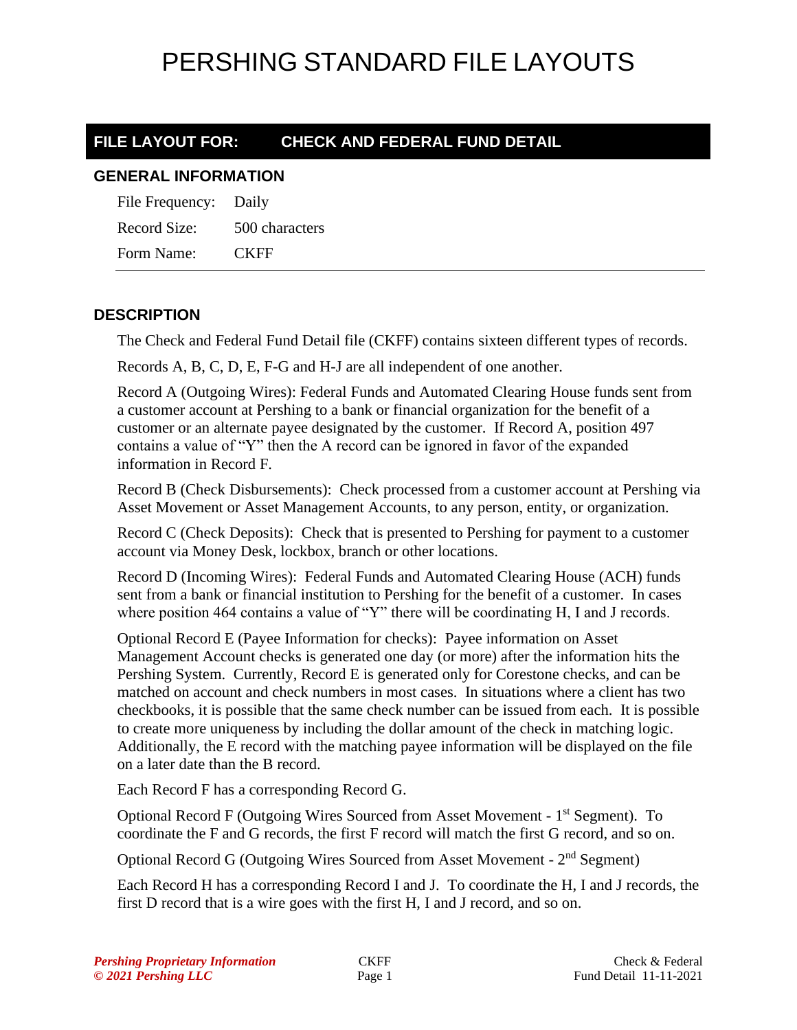# PERSHING STANDARD FILE LAYOUTS

## FILE LAYOUT FOR: CHECK AND FEDERAL FUND DETAIL

### GENERAL INFORMATION

File Frequency: Daily

Record Size: 500 characters

Form Name: CKFF

### DESCRIPTION

The Check and Federal Fund Detail file (CKFF) contains sixteen different types of records.

Records A, B, C, D, E, F-G and H-J are all independent of one another.

Record A (Outgoing Wires): Federal Funds and Automated Clearing House funds sent from a customer account at Pershing to a bank or financial organization for the benefit of a customer or an alternate payee designated by the customer. If Record A, position 497 contains a value of "Y" then the A record can be ignored in favor of the expanded information in Record F.

Record B (Check Disbursements): Check processed from a customer account at Pershing via Asset Movement or Asset Management Accounts, to any person, entity, or organization.

Record C (Check Deposits): Check that is presented to Pershing for payment to a customer account via Money Desk, lockbox, branch or other locations.

Record D (Incoming Wires): Federal Funds and Automated Clearing House (ACH) funds sent from a bank or financial institution to Pershing for the benefit of a customer. In cases where position 464 contains a value of "Y" there will be coordinating H, I and J records.

Optional Record E (Payee Information for checks): Payee information on Asset Management Account checks is generated one day (or more) after the information hits the Pershing System. Currently, Record E is generated only for Corestone checks, and can be matched on account and check numbers in most cases. In situations where a client has two checkbooks, it is possible that the same check number can be issued from each. It is possible to create more uniqueness by including the dollar amount of the check in matching logic. Additionally, the E record with the matching payee information will be displayed on the file on a later date than the B record.

Each Record F has a corresponding Record G.

Optional Record F (Outgoing Wires Sourced from Asset Movement - 1st Segment). To coordinate the F and G records, the first F record will match the first G record, and so on.

Optional Record G (Outgoing Wires Sourced from Asset Movement - 2nd Segment)

Each Record H has a corresponding Record I and J. To coordinate the H, I and J records, the first D record that is a wire goes with the first H, I and J record, and so on.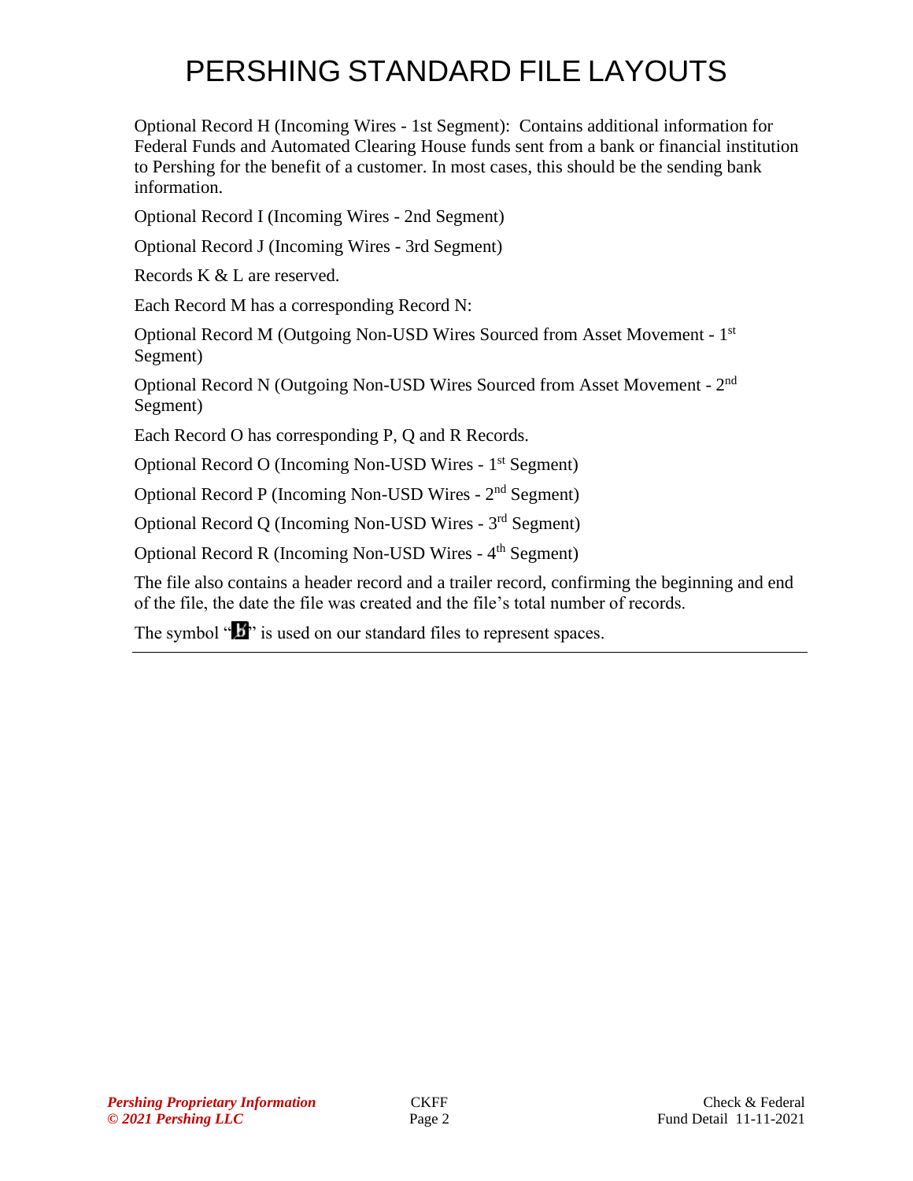Optional Record H (Incoming Wires - 1st Segment): Contains additional information for Federal Funds and Automated Clearing House funds sent from a bank or financial institution to Pershing for the benefit of a customer. In most cases, this should be the sending bank information.

Optional Record I (Incoming Wires - 2nd Segment)

Optional Record J (Incoming Wires - 3rd Segment)

Records K & L are reserved.

Each Record M has a corresponding Record N:

Optional Record M (Outgoing Non-USD Wires Sourced from Asset Movement - 1st Segment)

Optional Record N (Outgoing Non-USD Wires Sourced from Asset Movement - 2nd Segment)

Each Record O has corresponding P, Q and R Records.

Optional Record O (Incoming Non-USD Wires - 1st Segment)

Optional Record P (Incoming Non-USD Wires - 2nd Segment)

Optional Record Q (Incoming Non-USD Wires - 3rd Segment)

Optional Record R (Incoming Non-USD Wires - 4th Segment)

The file also contains a header record and a trailer record, confirming the beginning and end of the file, the date the file was created and the file's total number of records.

The symbol "b̸" is used on our standard files to represent spaces.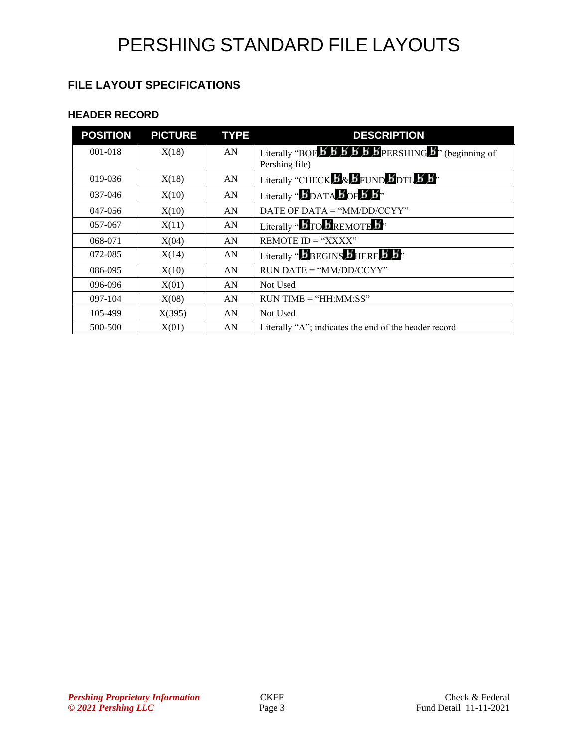# PERSHING STANDARD FILE LAYOUTS

## FILE LAYOUT SPECIFICATIONS

### HEADER RECORD

| POSITION | PICTURE | TYPE | DESCRIPTION |
|---|---|---|---|
| 001-018 | X(18) | AN | Literally "BOFƀƀƀƀƀƀPERSHINGƀ" (beginning of Pershing file) |
| 019-036 | X(18) | AN | Literally "CHECKƀ&ƀFUNDƀDTLƀƀ" |
| 037-046 | X(10) | AN | Literally "ƀDATAƀOFƀƀ" |
| 047-056 | X(10) | AN | DATE OF DATA = "MM/DD/CCYY" |
| 057-067 | X(11) | AN | Literally "ƀTOƀREMOTEƀ" |
| 068-071 | X(04) | AN | REMOTE ID = "XXXX" |
| 072-085 | X(14) | AN | Literally "ƀBEGINSƀHEREƀƀ" |
| 086-095 | X(10) | AN | RUN DATE = "MM/DD/CCYY" |
| 096-096 | X(01) | AN | Not Used |
| 097-104 | X(08) | AN | RUN TIME = "HH:MM:SS" |
| 105-499 | X(395) | AN | Not Used |
| 500-500 | X(01) | AN | Literally "A"; indicates the end of the header record |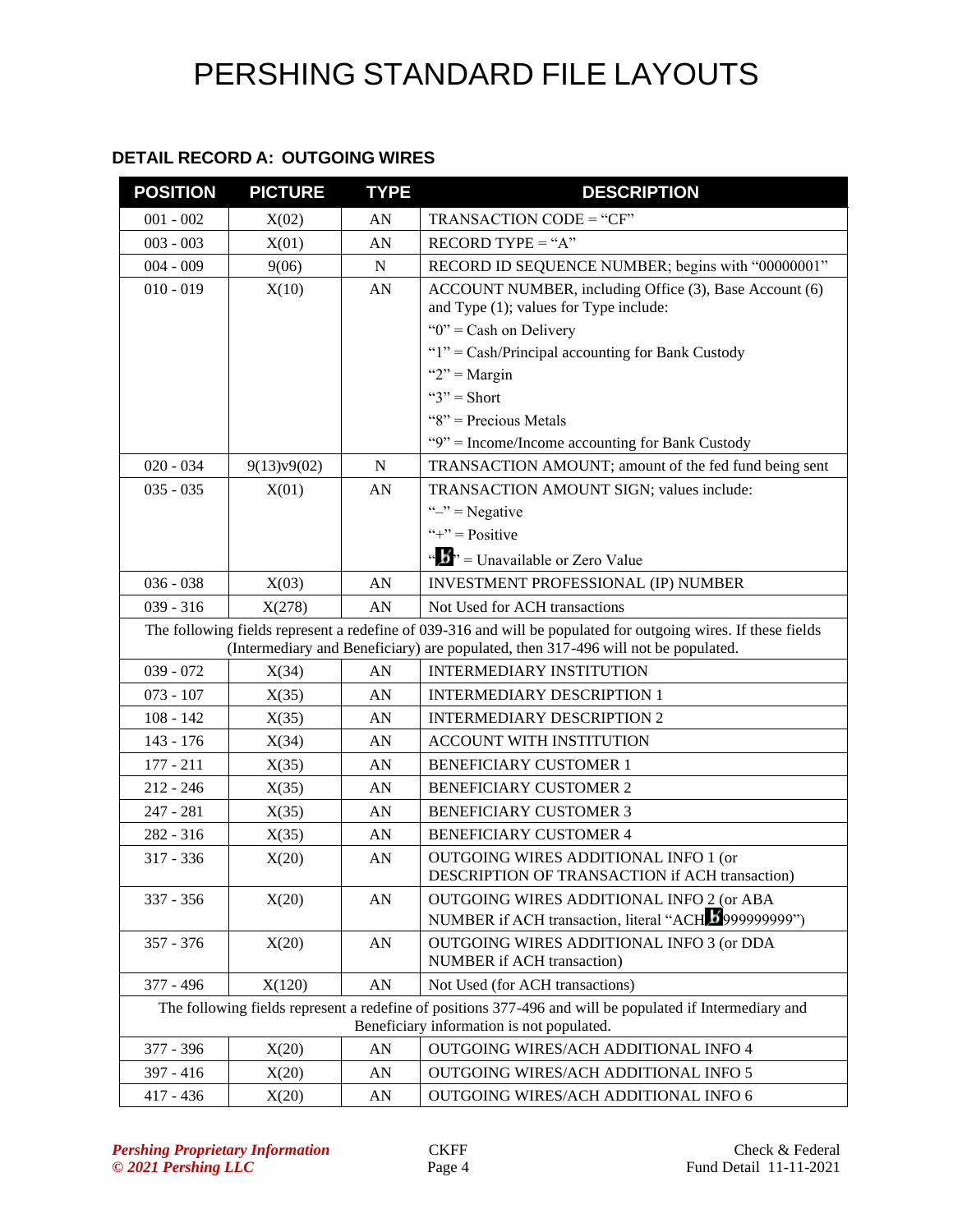# PERSHING STANDARD FILE LAYOUTS

### DETAIL RECORD A: OUTGOING WIRES

| POSITION | PICTURE | TYPE | DESCRIPTION |
|---|---|---|---|
| 001 - 002 | X(02) | AN | TRANSACTION CODE = "CF" |
| 003 - 003 | X(01) | AN | RECORD TYPE = "A" |
| 004 - 009 | 9(06) | N | RECORD ID SEQUENCE NUMBER; begins with "00000001" |
| 010 - 019 | X(10) | AN | ACCOUNT NUMBER, including Office (3), Base Account (6) and Type (1); values for Type include:<br>"0" = Cash on Delivery<br>"1" = Cash/Principal accounting for Bank Custody<br>"2" = Margin<br>"3" = Short<br>"8" = Precious Metals<br>"9" = Income/Income accounting for Bank Custody |
| 020 - 034 | 9(13)v9(02) | N | TRANSACTION AMOUNT; amount of the fed fund being sent |
| 035 - 035 | X(01) | AN | TRANSACTION AMOUNT SIGN; values include:<br>"–" = Negative<br>"+" = Positive<br>"b" = Unavailable or Zero Value |
| 036 - 038 | X(03) | AN | INVESTMENT PROFESSIONAL (IP) NUMBER |
| 039 - 316 | X(278) | AN | Not Used for ACH transactions |
| The following fields represent a redefine of 039-316 and will be populated for outgoing wires. If these fields (Intermediary and Beneficiary) are populated, then 317-496 will not be populated. | | | |
| 039 - 072 | X(34) | AN | INTERMEDIARY INSTITUTION |
| 073 - 107 | X(35) | AN | INTERMEDIARY DESCRIPTION 1 |
| 108 - 142 | X(35) | AN | INTERMEDIARY DESCRIPTION 2 |
| 143 - 176 | X(34) | AN | ACCOUNT WITH INSTITUTION |
| 177 - 211 | X(35) | AN | BENEFICIARY CUSTOMER 1 |
| 212 - 246 | X(35) | AN | BENEFICIARY CUSTOMER 2 |
| 247 - 281 | X(35) | AN | BENEFICIARY CUSTOMER 3 |
| 282 - 316 | X(35) | AN | BENEFICIARY CUSTOMER 4 |
| 317 - 336 | X(20) | AN | OUTGOING WIRES ADDITIONAL INFO 1 (or DESCRIPTION OF TRANSACTION if ACH transaction) |
| 337 - 356 | X(20) | AN | OUTGOING WIRES ADDITIONAL INFO 2 (or ABA NUMBER if ACH transaction, literal "ACHb999999999") |
| 357 - 376 | X(20) | AN | OUTGOING WIRES ADDITIONAL INFO 3 (or DDA NUMBER if ACH transaction) |
| 377 - 496 | X(120) | AN | Not Used (for ACH transactions) |
| The following fields represent a redefine of positions 377-496 and will be populated if Intermediary and Beneficiary information is not populated. | | | |
| 377 - 396 | X(20) | AN | OUTGOING WIRES/ACH ADDITIONAL INFO 4 |
| 397 - 416 | X(20) | AN | OUTGOING WIRES/ACH ADDITIONAL INFO 5 |
| 417 - 436 | X(20) | AN | OUTGOING WIRES/ACH ADDITIONAL INFO 6 |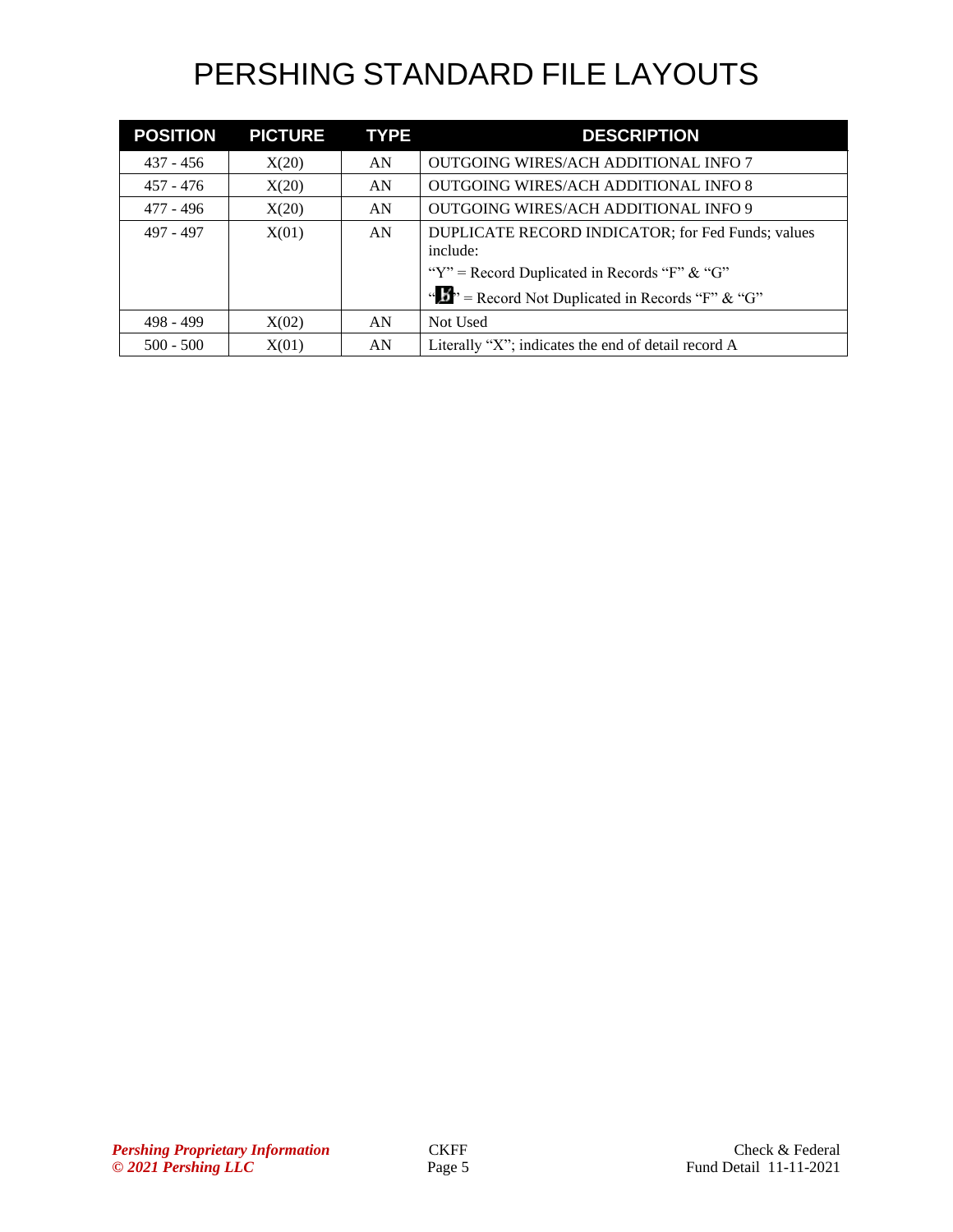# PERSHING STANDARD FILE LAYOUTS

| POSITION | PICTURE | TYPE | DESCRIPTION |
|---|---|---|---|
| 437 - 456 | X(20) | AN | OUTGOING WIRES/ACH ADDITIONAL INFO 7 |
| 457 - 476 | X(20) | AN | OUTGOING WIRES/ACH ADDITIONAL INFO 8 |
| 477 - 496 | X(20) | AN | OUTGOING WIRES/ACH ADDITIONAL INFO 9 |
| 497 - 497 | X(01) | AN | DUPLICATE RECORD INDICATOR; for Fed Funds; values include:<br>"Y" = Record Duplicated in Records "F" & "G"<br>"b" = Record Not Duplicated in Records "F" & "G" |
| 498 - 499 | X(02) | AN | Not Used |
| 500 - 500 | X(01) | AN | Literally "X"; indicates the end of detail record A |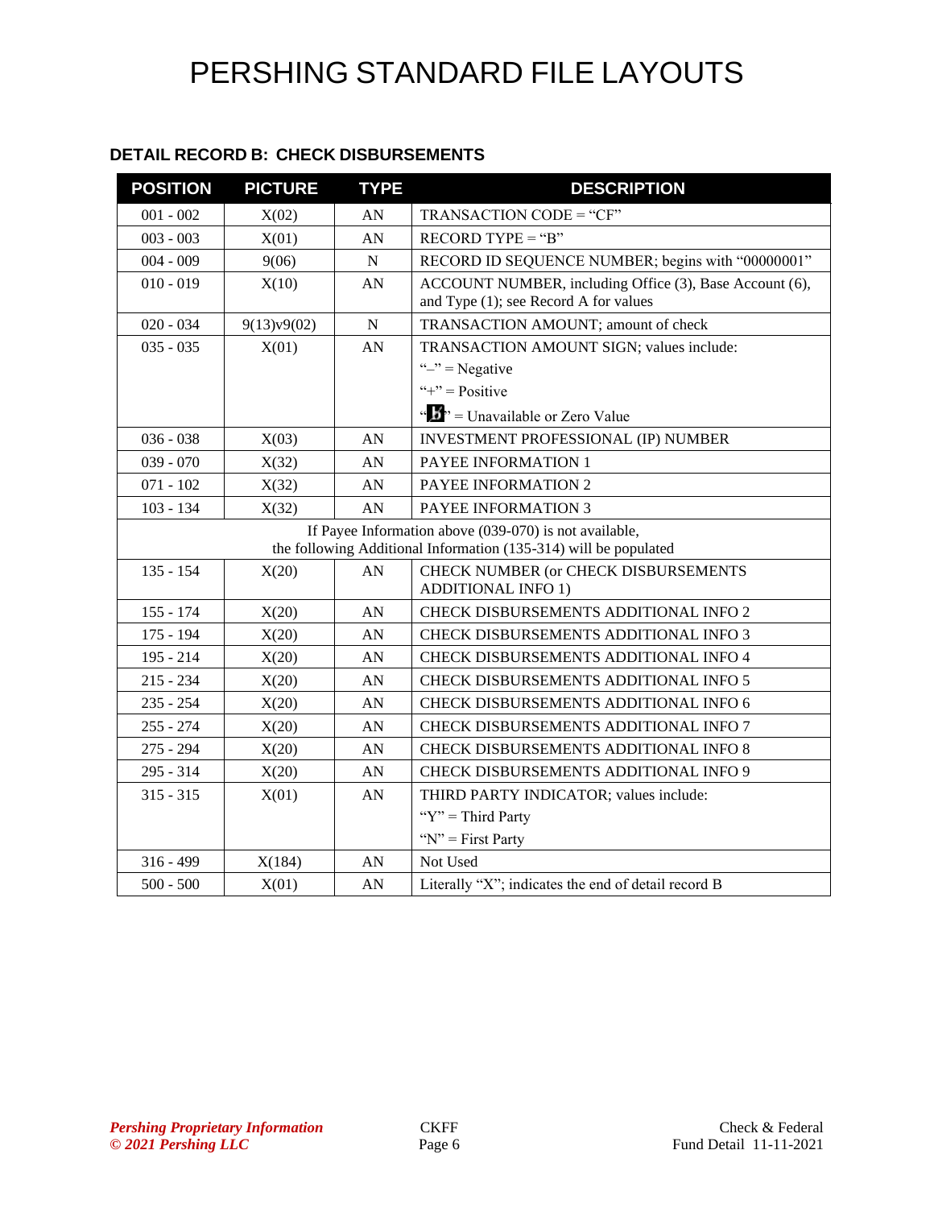# PERSHING STANDARD FILE LAYOUTS

### DETAIL RECORD B: CHECK DISBURSEMENTS

| POSITION | PICTURE | TYPE | DESCRIPTION |
|---|---|---|---|
| 001 - 002 | X(02) | AN | TRANSACTION CODE = "CF" |
| 003 - 003 | X(01) | AN | RECORD TYPE = "B" |
| 004 - 009 | 9(06) | N | RECORD ID SEQUENCE NUMBER; begins with "00000001" |
| 010 - 019 | X(10) | AN | ACCOUNT NUMBER, including Office (3), Base Account (6), and Type (1); see Record A for values |
| 020 - 034 | 9(13)v9(02) | N | TRANSACTION AMOUNT; amount of check |
| 035 - 035 | X(01) | AN | TRANSACTION AMOUNT SIGN; values include:<br>"–" = Negative<br>"+" = Positive<br>"b" = Unavailable or Zero Value |
| 036 - 038 | X(03) | AN | INVESTMENT PROFESSIONAL (IP) NUMBER |
| 039 - 070 | X(32) | AN | PAYEE INFORMATION 1 |
| 071 - 102 | X(32) | AN | PAYEE INFORMATION 2 |
| 103 - 134 | X(32) | AN | PAYEE INFORMATION 3 |
| If Payee Information above (039-070) is not available, the following Additional Information (135-314) will be populated | | | |
| 135 - 154 | X(20) | AN | CHECK NUMBER (or CHECK DISBURSEMENTS ADDITIONAL INFO 1) |
| 155 - 174 | X(20) | AN | CHECK DISBURSEMENTS ADDITIONAL INFO 2 |
| 175 - 194 | X(20) | AN | CHECK DISBURSEMENTS ADDITIONAL INFO 3 |
| 195 - 214 | X(20) | AN | CHECK DISBURSEMENTS ADDITIONAL INFO 4 |
| 215 - 234 | X(20) | AN | CHECK DISBURSEMENTS ADDITIONAL INFO 5 |
| 235 - 254 | X(20) | AN | CHECK DISBURSEMENTS ADDITIONAL INFO 6 |
| 255 - 274 | X(20) | AN | CHECK DISBURSEMENTS ADDITIONAL INFO 7 |
| 275 - 294 | X(20) | AN | CHECK DISBURSEMENTS ADDITIONAL INFO 8 |
| 295 - 314 | X(20) | AN | CHECK DISBURSEMENTS ADDITIONAL INFO 9 |
| 315 - 315 | X(01) | AN | THIRD PARTY INDICATOR; values include:<br>"Y" = Third Party<br>"N" = First Party |
| 316 - 499 | X(184) | AN | Not Used |
| 500 - 500 | X(01) | AN | Literally "X"; indicates the end of detail record B |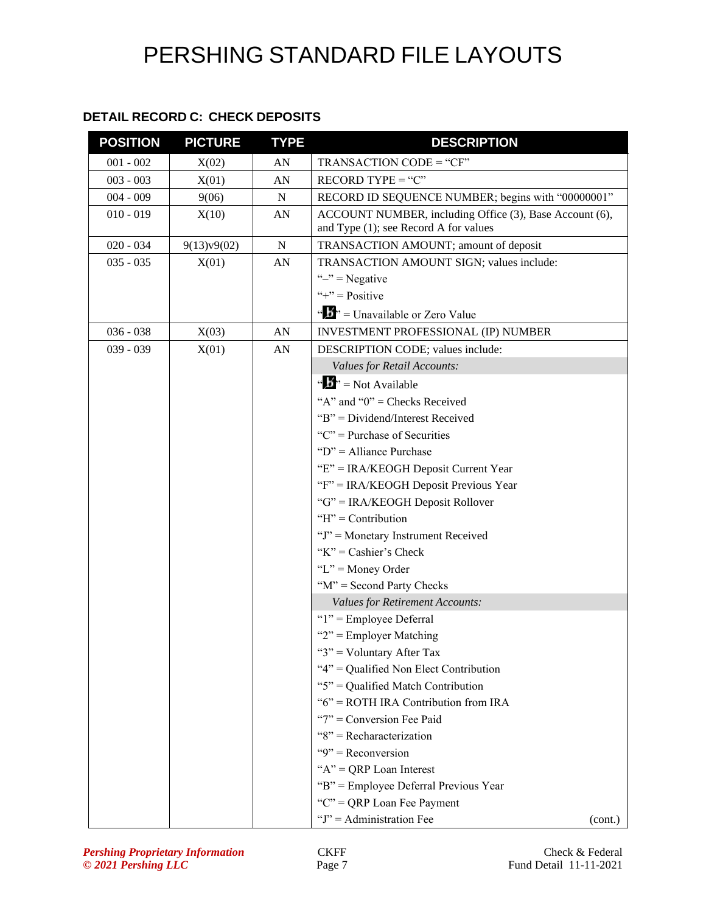# PERSHING STANDARD FILE LAYOUTS

### DETAIL RECORD C: CHECK DEPOSITS

| POSITION | PICTURE | TYPE | DESCRIPTION |
|---|---|---|---|
| 001 - 002 | X(02) | AN | TRANSACTION CODE = "CF" |
| 003 - 003 | X(01) | AN | RECORD TYPE = "C" |
| 004 - 009 | 9(06) | N | RECORD ID SEQUENCE NUMBER; begins with "00000001" |
| 010 - 019 | X(10) | AN | ACCOUNT NUMBER, including Office (3), Base Account (6), and Type (1); see Record A for values |
| 020 - 034 | 9(13)v9(02) | N | TRANSACTION AMOUNT; amount of deposit |
| 035 - 035 | X(01) | AN | TRANSACTION AMOUNT SIGN; values include:<br>"–" = Negative<br>"+" = Positive<br>"b̸" = Unavailable or Zero Value |
| 036 - 038 | X(03) | AN | INVESTMENT PROFESSIONAL (IP) NUMBER |
| 039 - 039 | X(01) | AN | DESCRIPTION CODE; values include:<br>*Values for Retail Accounts:*<br>"b̸" = Not Available<br>"A" and "0" = Checks Received<br>"B" = Dividend/Interest Received<br>"C" = Purchase of Securities<br>"D" = Alliance Purchase<br>"E" = IRA/KEOGH Deposit Current Year<br>"F" = IRA/KEOGH Deposit Previous Year<br>"G" = IRA/KEOGH Deposit Rollover<br>"H" = Contribution<br>"J" = Monetary Instrument Received<br>"K" = Cashier's Check<br>"L" = Money Order<br>"M" = Second Party Checks<br>*Values for Retirement Accounts:*<br>"1" = Employee Deferral<br>"2" = Employer Matching<br>"3" = Voluntary After Tax<br>"4" = Qualified Non Elect Contribution<br>"5" = Qualified Match Contribution<br>"6" = ROTH IRA Contribution from IRA<br>"7" = Conversion Fee Paid<br>"8" = Recharacterization<br>"9" = Reconversion<br>"A" = QRP Loan Interest<br>"B" = Employee Deferral Previous Year<br>"C" = QRP Loan Fee Payment<br>"J" = Administration Fee (cont.) |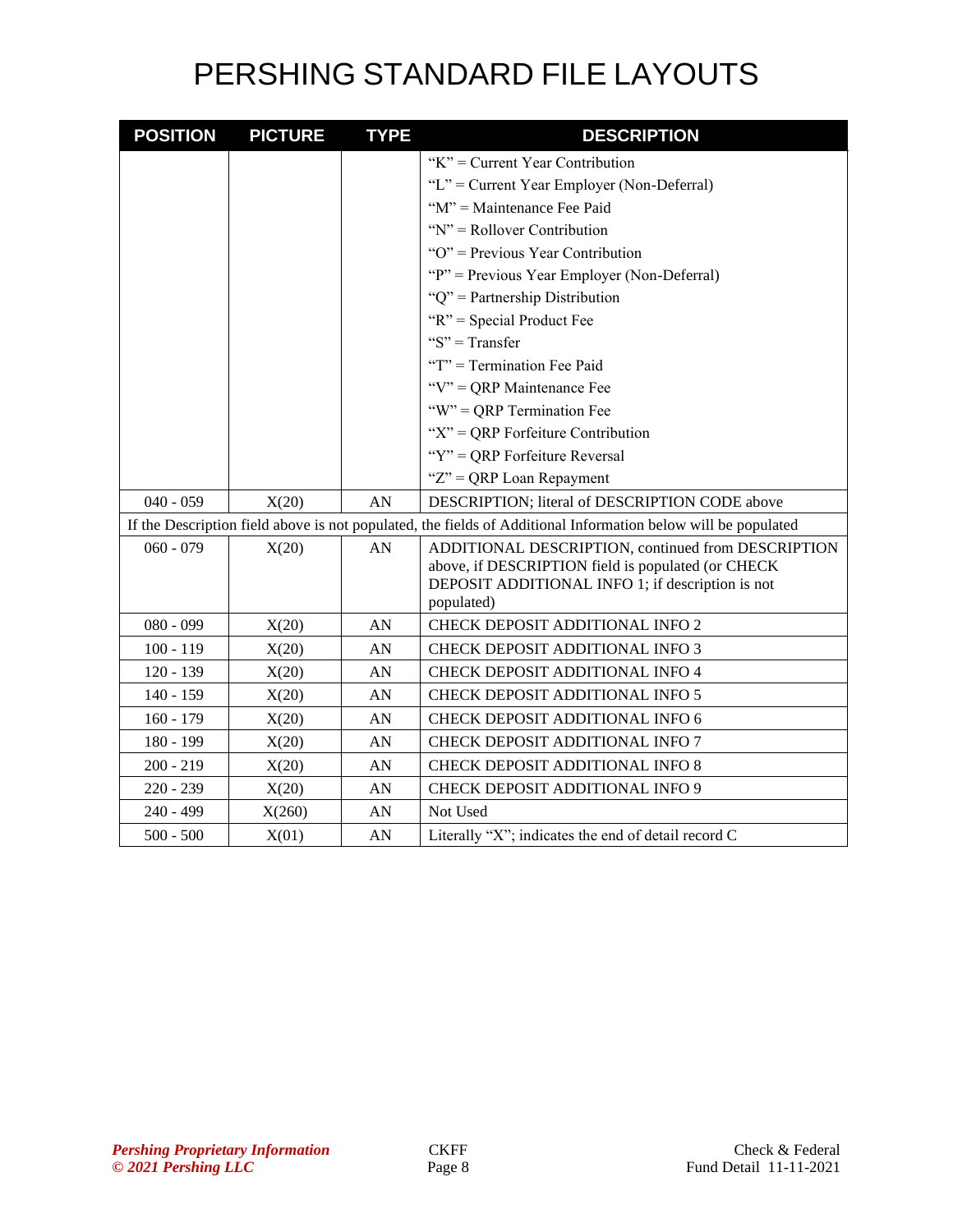# PERSHING STANDARD FILE LAYOUTS

| POSITION | PICTURE | TYPE | DESCRIPTION |
|---|---|---|---|
| | | | "K" = Current Year Contribution<br>"L" = Current Year Employer (Non-Deferral)<br>"M" = Maintenance Fee Paid<br>"N" = Rollover Contribution<br>"O" = Previous Year Contribution<br>"P" = Previous Year Employer (Non-Deferral)<br>"Q" = Partnership Distribution<br>"R" = Special Product Fee<br>"S" = Transfer<br>"T" = Termination Fee Paid<br>"V" = QRP Maintenance Fee<br>"W" = QRP Termination Fee<br>"X" = QRP Forfeiture Contribution<br>"Y" = QRP Forfeiture Reversal<br>"Z" = QRP Loan Repayment |
| 040 - 059 | X(20) | AN | DESCRIPTION; literal of DESCRIPTION CODE above |
| If the Description field above is not populated, the fields of Additional Information below will be populated | | | |
| 060 - 079 | X(20) | AN | ADDITIONAL DESCRIPTION, continued from DESCRIPTION above, if DESCRIPTION field is populated (or CHECK DEPOSIT ADDITIONAL INFO 1; if description is not populated) |
| 080 - 099 | X(20) | AN | CHECK DEPOSIT ADDITIONAL INFO 2 |
| 100 - 119 | X(20) | AN | CHECK DEPOSIT ADDITIONAL INFO 3 |
| 120 - 139 | X(20) | AN | CHECK DEPOSIT ADDITIONAL INFO 4 |
| 140 - 159 | X(20) | AN | CHECK DEPOSIT ADDITIONAL INFO 5 |
| 160 - 179 | X(20) | AN | CHECK DEPOSIT ADDITIONAL INFO 6 |
| 180 - 199 | X(20) | AN | CHECK DEPOSIT ADDITIONAL INFO 7 |
| 200 - 219 | X(20) | AN | CHECK DEPOSIT ADDITIONAL INFO 8 |
| 220 - 239 | X(20) | AN | CHECK DEPOSIT ADDITIONAL INFO 9 |
| 240 - 499 | X(260) | AN | Not Used |
| 500 - 500 | X(01) | AN | Literally "X"; indicates the end of detail record C |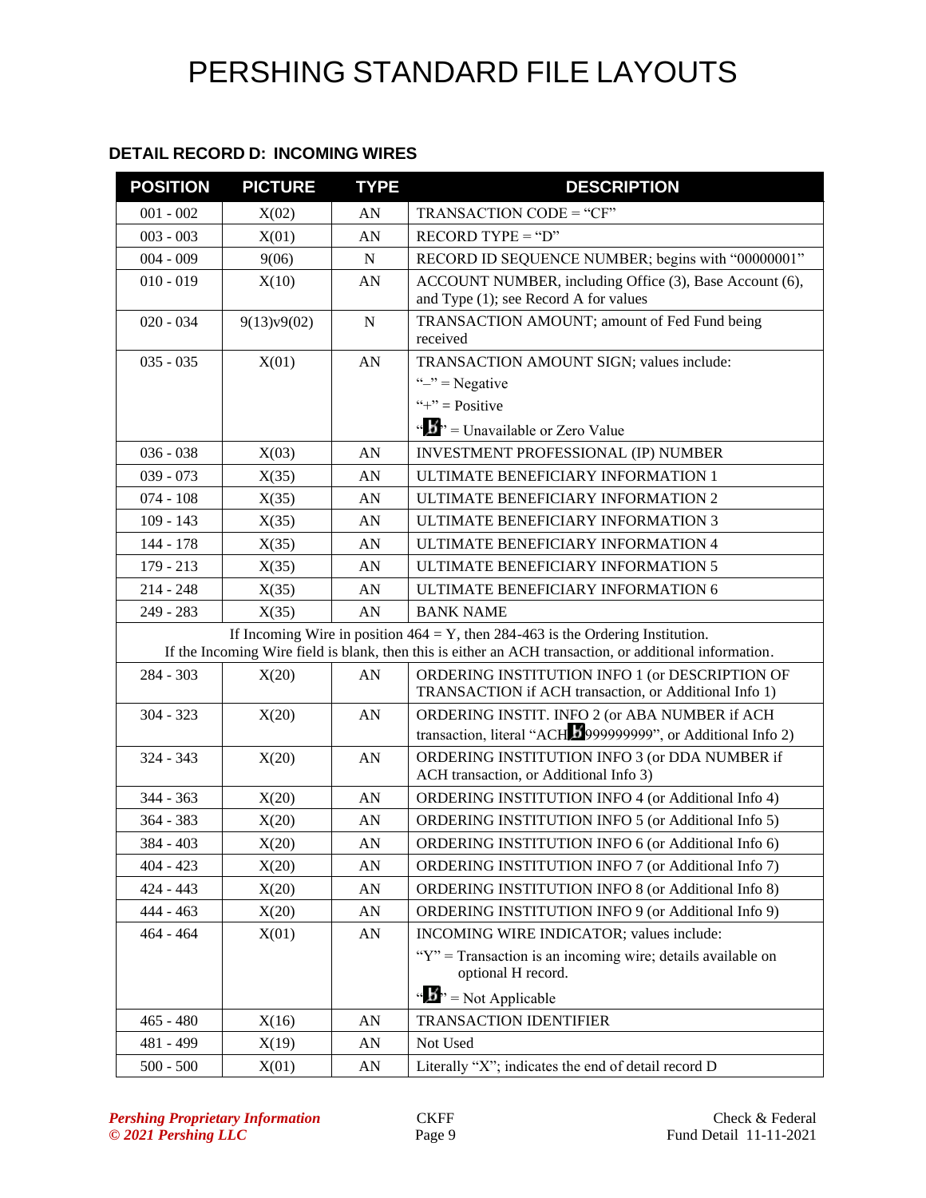# PERSHING STANDARD FILE LAYOUTS

### DETAIL RECORD D: INCOMING WIRES

| POSITION | PICTURE | TYPE | DESCRIPTION |
|---|---|---|---|
| 001 - 002 | X(02) | AN | TRANSACTION CODE = "CF" |
| 003 - 003 | X(01) | AN | RECORD TYPE = "D" |
| 004 - 009 | 9(06) | N | RECORD ID SEQUENCE NUMBER; begins with "00000001" |
| 010 - 019 | X(10) | AN | ACCOUNT NUMBER, including Office (3), Base Account (6), and Type (1); see Record A for values |
| 020 - 034 | 9(13)v9(02) | N | TRANSACTION AMOUNT; amount of Fed Fund being received |
| 035 - 035 | X(01) | AN | TRANSACTION AMOUNT SIGN; values include:<br>"–" = Negative<br>"+" = Positive<br>"b̸" = Unavailable or Zero Value |
| 036 - 038 | X(03) | AN | INVESTMENT PROFESSIONAL (IP) NUMBER |
| 039 - 073 | X(35) | AN | ULTIMATE BENEFICIARY INFORMATION 1 |
| 074 - 108 | X(35) | AN | ULTIMATE BENEFICIARY INFORMATION 2 |
| 109 - 143 | X(35) | AN | ULTIMATE BENEFICIARY INFORMATION 3 |
| 144 - 178 | X(35) | AN | ULTIMATE BENEFICIARY INFORMATION 4 |
| 179 - 213 | X(35) | AN | ULTIMATE BENEFICIARY INFORMATION 5 |
| 214 - 248 | X(35) | AN | ULTIMATE BENEFICIARY INFORMATION 6 |
| 249 - 283 | X(35) | AN | BANK NAME |
| If Incoming Wire in position 464 = Y, then 284-463 is the Ordering Institution. If the Incoming Wire field is blank, then this is either an ACH transaction, or additional information. | | | |
| 284 - 303 | X(20) | AN | ORDERING INSTITUTION INFO 1 (or DESCRIPTION OF TRANSACTION if ACH transaction, or Additional Info 1) |
| 304 - 323 | X(20) | AN | ORDERING INSTIT. INFO 2 (or ABA NUMBER if ACH transaction, literal "ACHb̸999999999", or Additional Info 2) |
| 324 - 343 | X(20) | AN | ORDERING INSTITUTION INFO 3 (or DDA NUMBER if ACH transaction, or Additional Info 3) |
| 344 - 363 | X(20) | AN | ORDERING INSTITUTION INFO 4 (or Additional Info 4) |
| 364 - 383 | X(20) | AN | ORDERING INSTITUTION INFO 5 (or Additional Info 5) |
| 384 - 403 | X(20) | AN | ORDERING INSTITUTION INFO 6 (or Additional Info 6) |
| 404 - 423 | X(20) | AN | ORDERING INSTITUTION INFO 7 (or Additional Info 7) |
| 424 - 443 | X(20) | AN | ORDERING INSTITUTION INFO 8 (or Additional Info 8) |
| 444 - 463 | X(20) | AN | ORDERING INSTITUTION INFO 9 (or Additional Info 9) |
| 464 - 464 | X(01) | AN | INCOMING WIRE INDICATOR; values include:<br>"Y" = Transaction is an incoming wire; details available on optional H record.<br>"b̸" = Not Applicable |
| 465 - 480 | X(16) | AN | TRANSACTION IDENTIFIER |
| 481 - 499 | X(19) | AN | Not Used |
| 500 - 500 | X(01) | AN | Literally "X"; indicates the end of detail record D |

*Pershing Proprietary Information*
*© 2021 Pershing LLC*

CKFF

Check & Federal Fund Detail 11-11-2021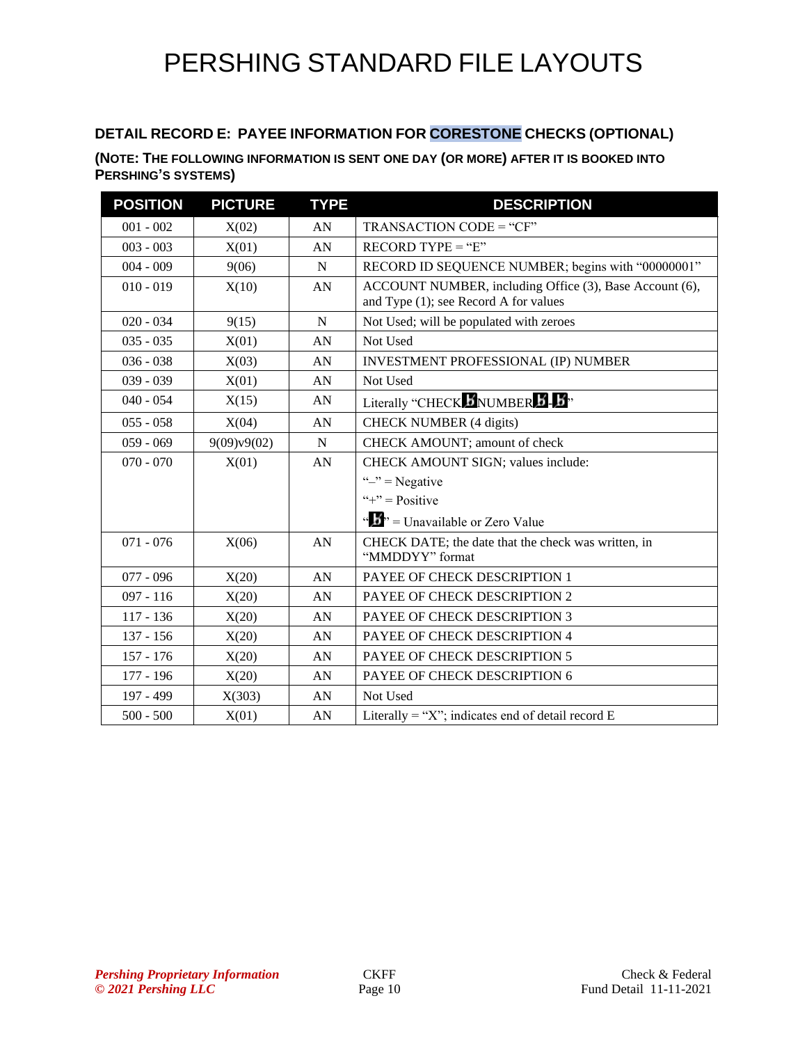# PERSHING STANDARD FILE LAYOUTS

### DETAIL RECORD E: PAYEE INFORMATION FOR CORESTONE CHECKS (OPTIONAL)

**(NOTE: THE FOLLOWING INFORMATION IS SENT ONE DAY (OR MORE) AFTER IT IS BOOKED INTO PERSHING'S SYSTEMS)**

| POSITION | PICTURE | TYPE | DESCRIPTION |
|---|---|---|---|
| 001 - 002 | X(02) | AN | TRANSACTION CODE = "CF" |
| 003 - 003 | X(01) | AN | RECORD TYPE = "E" |
| 004 - 009 | 9(06) | N | RECORD ID SEQUENCE NUMBER; begins with "00000001" |
| 010 - 019 | X(10) | AN | ACCOUNT NUMBER, including Office (3), Base Account (6), and Type (1); see Record A for values |
| 020 - 034 | 9(15) | N | Not Used; will be populated with zeroes |
| 035 - 035 | X(01) | AN | Not Used |
| 036 - 038 | X(03) | AN | INVESTMENT PROFESSIONAL (IP) NUMBER |
| 039 - 039 | X(01) | AN | Not Used |
| 040 - 054 | X(15) | AN | Literally "CHECKƀNUMBERƀ-ƀ" |
| 055 - 058 | X(04) | AN | CHECK NUMBER (4 digits) |
| 059 - 069 | 9(09)v9(02) | N | CHECK AMOUNT; amount of check |
| 070 - 070 | X(01) | AN | CHECK AMOUNT SIGN; values include:<br>"–" = Negative<br>"+" = Positive<br>"ƀ" = Unavailable or Zero Value |
| 071 - 076 | X(06) | AN | CHECK DATE; the date that the check was written, in "MMDDYY" format |
| 077 - 096 | X(20) | AN | PAYEE OF CHECK DESCRIPTION 1 |
| 097 - 116 | X(20) | AN | PAYEE OF CHECK DESCRIPTION 2 |
| 117 - 136 | X(20) | AN | PAYEE OF CHECK DESCRIPTION 3 |
| 137 - 156 | X(20) | AN | PAYEE OF CHECK DESCRIPTION 4 |
| 157 - 176 | X(20) | AN | PAYEE OF CHECK DESCRIPTION 5 |
| 177 - 196 | X(20) | AN | PAYEE OF CHECK DESCRIPTION 6 |
| 197 - 499 | X(303) | AN | Not Used |
| 500 - 500 | X(01) | AN | Literally = "X"; indicates end of detail record E |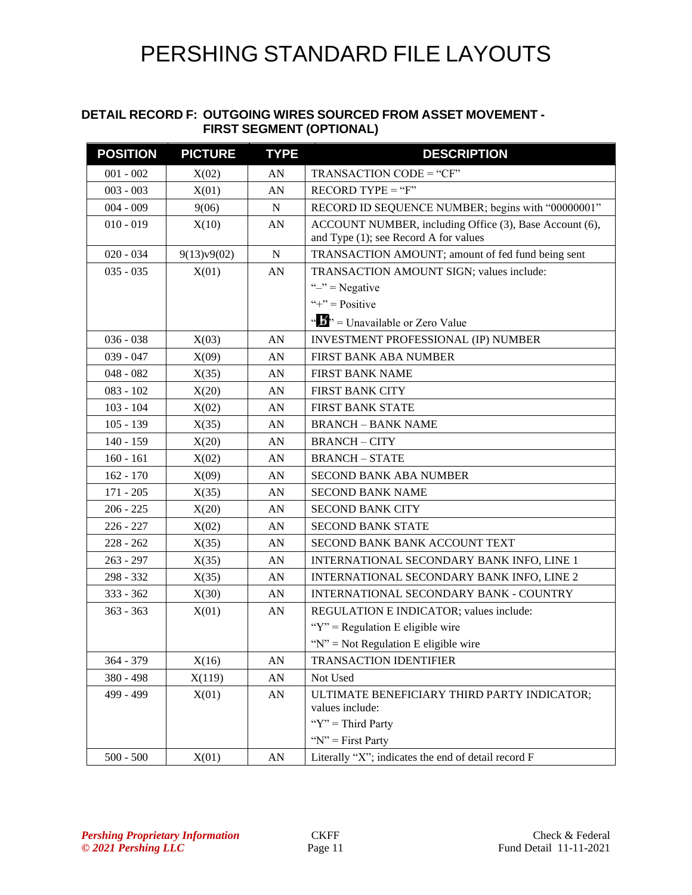# PERSHING STANDARD FILE LAYOUTS

### DETAIL RECORD F: OUTGOING WIRES SOURCED FROM ASSET MOVEMENT - FIRST SEGMENT (OPTIONAL)

| POSITION | PICTURE | TYPE | DESCRIPTION |
|---|---|---|---|
| 001 - 002 | X(02) | AN | TRANSACTION CODE = "CF" |
| 003 - 003 | X(01) | AN | RECORD TYPE = "F" |
| 004 - 009 | 9(06) | N | RECORD ID SEQUENCE NUMBER; begins with "00000001" |
| 010 - 019 | X(10) | AN | ACCOUNT NUMBER, including Office (3), Base Account (6), and Type (1); see Record A for values |
| 020 - 034 | 9(13)v9(02) | N | TRANSACTION AMOUNT; amount of fed fund being sent |
| 035 - 035 | X(01) | AN | TRANSACTION AMOUNT SIGN; values include:<br>"–" = Negative<br>"+" = Positive<br>"b" = Unavailable or Zero Value |
| 036 - 038 | X(03) | AN | INVESTMENT PROFESSIONAL (IP) NUMBER |
| 039 - 047 | X(09) | AN | FIRST BANK ABA NUMBER |
| 048 - 082 | X(35) | AN | FIRST BANK NAME |
| 083 - 102 | X(20) | AN | FIRST BANK CITY |
| 103 - 104 | X(02) | AN | FIRST BANK STATE |
| 105 - 139 | X(35) | AN | BRANCH – BANK NAME |
| 140 - 159 | X(20) | AN | BRANCH – CITY |
| 160 - 161 | X(02) | AN | BRANCH – STATE |
| 162 - 170 | X(09) | AN | SECOND BANK ABA NUMBER |
| 171 - 205 | X(35) | AN | SECOND BANK NAME |
| 206 - 225 | X(20) | AN | SECOND BANK CITY |
| 226 - 227 | X(02) | AN | SECOND BANK STATE |
| 228 - 262 | X(35) | AN | SECOND BANK BANK ACCOUNT TEXT |
| 263 - 297 | X(35) | AN | INTERNATIONAL SECONDARY BANK INFO, LINE 1 |
| 298 - 332 | X(35) | AN | INTERNATIONAL SECONDARY BANK INFO, LINE 2 |
| 333 - 362 | X(30) | AN | INTERNATIONAL SECONDARY BANK - COUNTRY |
| 363 - 363 | X(01) | AN | REGULATION E INDICATOR; values include:<br>"Y" = Regulation E eligible wire<br>"N" = Not Regulation E eligible wire |
| 364 - 379 | X(16) | AN | TRANSACTION IDENTIFIER |
| 380 - 498 | X(119) | AN | Not Used |
| 499 - 499 | X(01) | AN | ULTIMATE BENEFICIARY THIRD PARTY INDICATOR; values include:<br>"Y" = Third Party<br>"N" = First Party |
| 500 - 500 | X(01) | AN | Literally "X"; indicates the end of detail record F |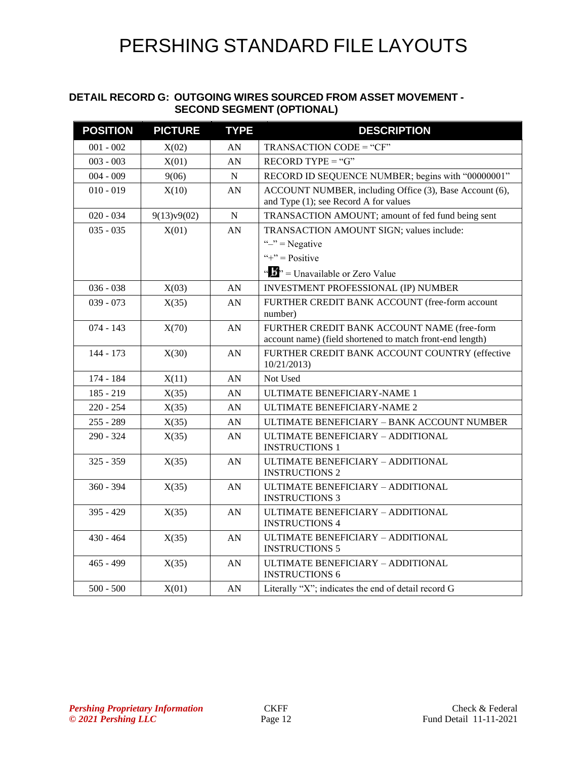# PERSHING STANDARD FILE LAYOUTS

### DETAIL RECORD G: OUTGOING WIRES SOURCED FROM ASSET MOVEMENT - SECOND SEGMENT (OPTIONAL)

| POSITION | PICTURE | TYPE | DESCRIPTION |
|---|---|---|---|
| 001 - 002 | X(02) | AN | TRANSACTION CODE = "CF" |
| 003 - 003 | X(01) | AN | RECORD TYPE = "G" |
| 004 - 009 | 9(06) | N | RECORD ID SEQUENCE NUMBER; begins with "00000001" |
| 010 - 019 | X(10) | AN | ACCOUNT NUMBER, including Office (3), Base Account (6), and Type (1); see Record A for values |
| 020 - 034 | 9(13)v9(02) | N | TRANSACTION AMOUNT; amount of fed fund being sent |
| 035 - 035 | X(01) | AN | TRANSACTION AMOUNT SIGN; values include:<br>"–" = Negative<br>"+" = Positive<br>"b" = Unavailable or Zero Value |
| 036 - 038 | X(03) | AN | INVESTMENT PROFESSIONAL (IP) NUMBER |
| 039 - 073 | X(35) | AN | FURTHER CREDIT BANK ACCOUNT (free-form account number) |
| 074 - 143 | X(70) | AN | FURTHER CREDIT BANK ACCOUNT NAME (free-form account name) (field shortened to match front-end length) |
| 144 - 173 | X(30) | AN | FURTHER CREDIT BANK ACCOUNT COUNTRY (effective 10/21/2013) |
| 174 - 184 | X(11) | AN | Not Used |
| 185 - 219 | X(35) | AN | ULTIMATE BENEFICIARY-NAME 1 |
| 220 - 254 | X(35) | AN | ULTIMATE BENEFICIARY-NAME 2 |
| 255 - 289 | X(35) | AN | ULTIMATE BENEFICIARY – BANK ACCOUNT NUMBER |
| 290 - 324 | X(35) | AN | ULTIMATE BENEFICIARY – ADDITIONAL INSTRUCTIONS 1 |
| 325 - 359 | X(35) | AN | ULTIMATE BENEFICIARY – ADDITIONAL INSTRUCTIONS 2 |
| 360 - 394 | X(35) | AN | ULTIMATE BENEFICIARY – ADDITIONAL INSTRUCTIONS 3 |
| 395 - 429 | X(35) | AN | ULTIMATE BENEFICIARY – ADDITIONAL INSTRUCTIONS 4 |
| 430 - 464 | X(35) | AN | ULTIMATE BENEFICIARY – ADDITIONAL INSTRUCTIONS 5 |
| 465 - 499 | X(35) | AN | ULTIMATE BENEFICIARY – ADDITIONAL INSTRUCTIONS 6 |
| 500 - 500 | X(01) | AN | Literally "X"; indicates the end of detail record G |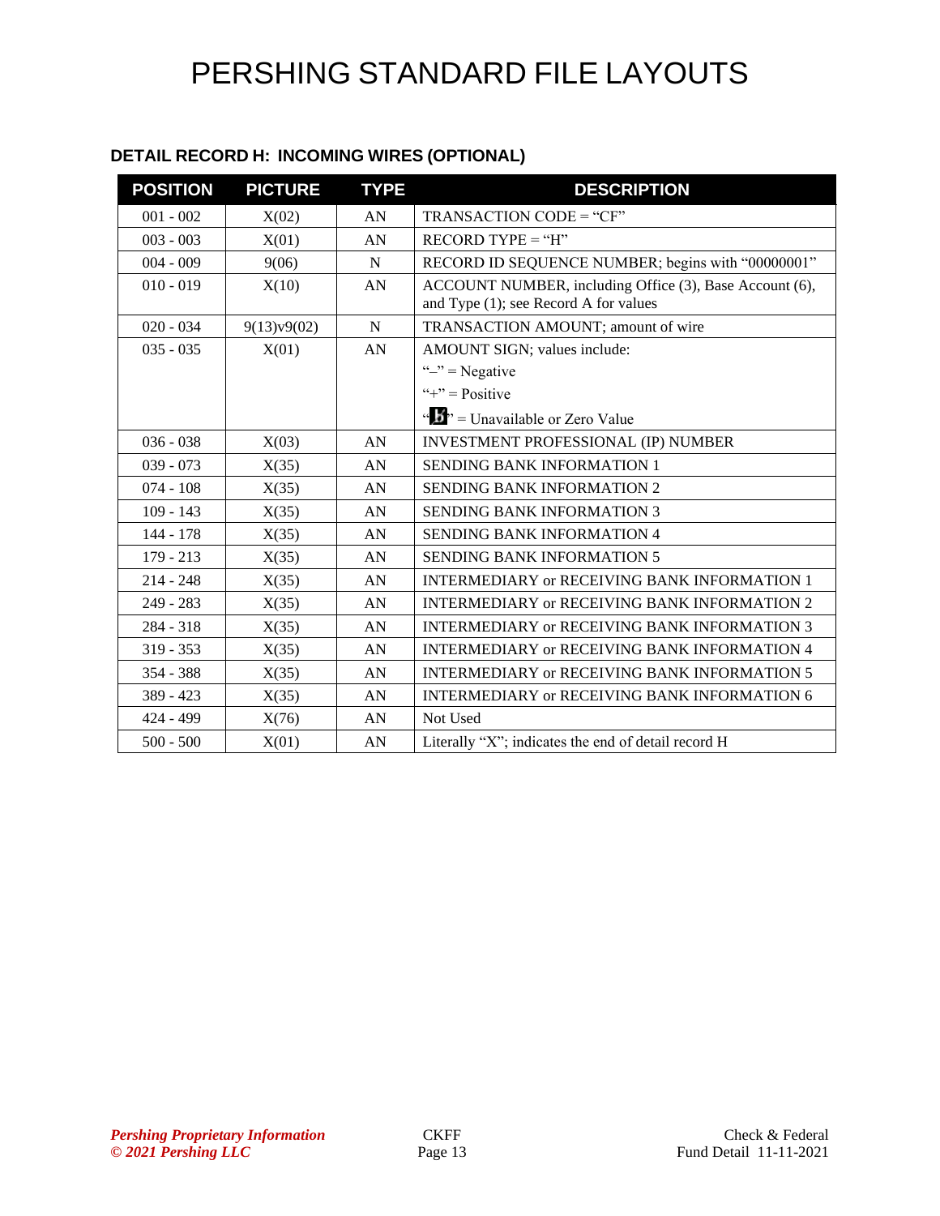### DETAIL RECORD H: INCOMING WIRES (OPTIONAL)

| POSITION | PICTURE | TYPE | DESCRIPTION |
|---|---|---|---|
| 001 - 002 | X(02) | AN | TRANSACTION CODE = "CF" |
| 003 - 003 | X(01) | AN | RECORD TYPE = "H" |
| 004 - 009 | 9(06) | N | RECORD ID SEQUENCE NUMBER; begins with "00000001" |
| 010 - 019 | X(10) | AN | ACCOUNT NUMBER, including Office (3), Base Account (6), and Type (1); see Record A for values |
| 020 - 034 | 9(13)v9(02) | N | TRANSACTION AMOUNT; amount of wire |
| 035 - 035 | X(01) | AN | AMOUNT SIGN; values include:<br>"–" = Negative<br>"+" = Positive<br>"b̸" = Unavailable or Zero Value |
| 036 - 038 | X(03) | AN | INVESTMENT PROFESSIONAL (IP) NUMBER |
| 039 - 073 | X(35) | AN | SENDING BANK INFORMATION 1 |
| 074 - 108 | X(35) | AN | SENDING BANK INFORMATION 2 |
| 109 - 143 | X(35) | AN | SENDING BANK INFORMATION 3 |
| 144 - 178 | X(35) | AN | SENDING BANK INFORMATION 4 |
| 179 - 213 | X(35) | AN | SENDING BANK INFORMATION 5 |
| 214 - 248 | X(35) | AN | INTERMEDIARY or RECEIVING BANK INFORMATION 1 |
| 249 - 283 | X(35) | AN | INTERMEDIARY or RECEIVING BANK INFORMATION 2 |
| 284 - 318 | X(35) | AN | INTERMEDIARY or RECEIVING BANK INFORMATION 3 |
| 319 - 353 | X(35) | AN | INTERMEDIARY or RECEIVING BANK INFORMATION 4 |
| 354 - 388 | X(35) | AN | INTERMEDIARY or RECEIVING BANK INFORMATION 5 |
| 389 - 423 | X(35) | AN | INTERMEDIARY or RECEIVING BANK INFORMATION 6 |
| 424 - 499 | X(76) | AN | Not Used |
| 500 - 500 | X(01) | AN | Literally "X"; indicates the end of detail record H |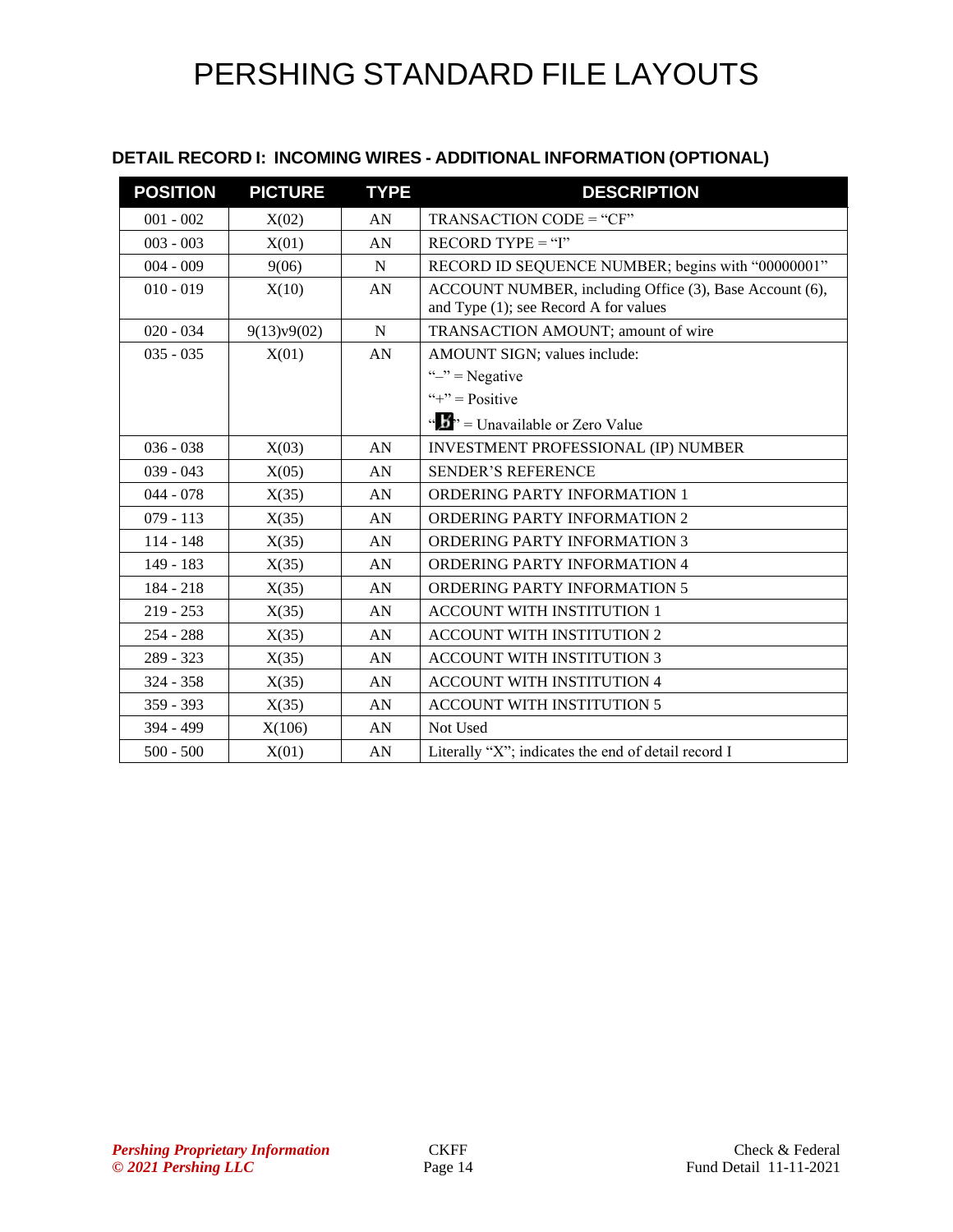# PERSHING STANDARD FILE LAYOUTS

## DETAIL RECORD I: INCOMING WIRES - ADDITIONAL INFORMATION (OPTIONAL)

| POSITION | PICTURE | TYPE | DESCRIPTION |
|---|---|---|---|
| 001 - 002 | X(02) | AN | TRANSACTION CODE = "CF" |
| 003 - 003 | X(01) | AN | RECORD TYPE = "I" |
| 004 - 009 | 9(06) | N | RECORD ID SEQUENCE NUMBER; begins with "00000001" |
| 010 - 019 | X(10) | AN | ACCOUNT NUMBER, including Office (3), Base Account (6), and Type (1); see Record A for values |
| 020 - 034 | 9(13)v9(02) | N | TRANSACTION AMOUNT; amount of wire |
| 035 - 035 | X(01) | AN | AMOUNT SIGN; values include:<br>"–" = Negative<br>"+" = Positive<br>"b̸" = Unavailable or Zero Value |
| 036 - 038 | X(03) | AN | INVESTMENT PROFESSIONAL (IP) NUMBER |
| 039 - 043 | X(05) | AN | SENDER'S REFERENCE |
| 044 - 078 | X(35) | AN | ORDERING PARTY INFORMATION 1 |
| 079 - 113 | X(35) | AN | ORDERING PARTY INFORMATION 2 |
| 114 - 148 | X(35) | AN | ORDERING PARTY INFORMATION 3 |
| 149 - 183 | X(35) | AN | ORDERING PARTY INFORMATION 4 |
| 184 - 218 | X(35) | AN | ORDERING PARTY INFORMATION 5 |
| 219 - 253 | X(35) | AN | ACCOUNT WITH INSTITUTION 1 |
| 254 - 288 | X(35) | AN | ACCOUNT WITH INSTITUTION 2 |
| 289 - 323 | X(35) | AN | ACCOUNT WITH INSTITUTION 3 |
| 324 - 358 | X(35) | AN | ACCOUNT WITH INSTITUTION 4 |
| 359 - 393 | X(35) | AN | ACCOUNT WITH INSTITUTION 5 |
| 394 - 499 | X(106) | AN | Not Used |
| 500 - 500 | X(01) | AN | Literally "X"; indicates the end of detail record I |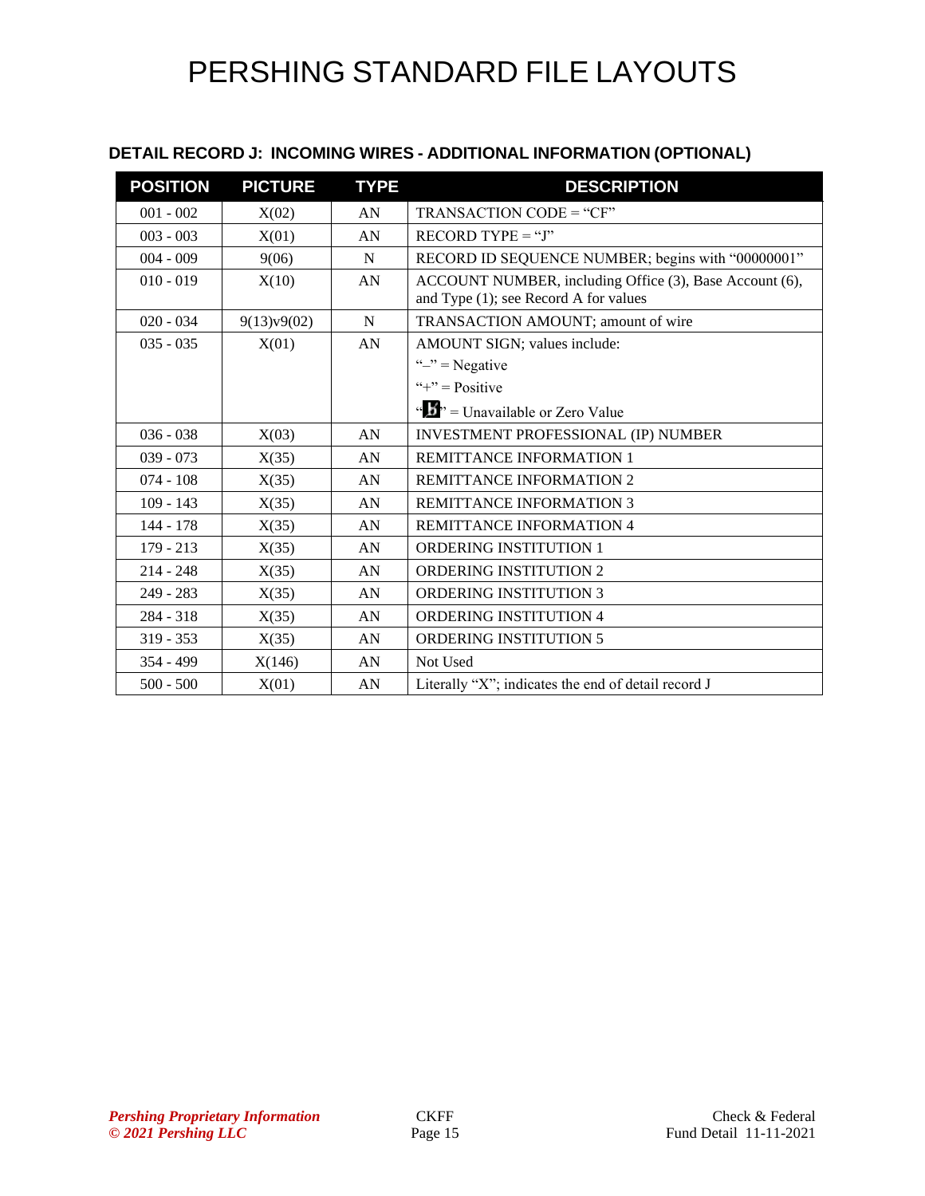# PERSHING STANDARD FILE LAYOUTS

### DETAIL RECORD J: INCOMING WIRES - ADDITIONAL INFORMATION (OPTIONAL)

| POSITION | PICTURE | TYPE | DESCRIPTION |
|---|---|---|---|
| 001 - 002 | X(02) | AN | TRANSACTION CODE = "CF" |
| 003 - 003 | X(01) | AN | RECORD TYPE = "J" |
| 004 - 009 | 9(06) | N | RECORD ID SEQUENCE NUMBER; begins with "00000001" |
| 010 - 019 | X(10) | AN | ACCOUNT NUMBER, including Office (3), Base Account (6), and Type (1); see Record A for values |
| 020 - 034 | 9(13)v9(02) | N | TRANSACTION AMOUNT; amount of wire |
| 035 - 035 | X(01) | AN | AMOUNT SIGN; values include:<br>"–" = Negative<br>"+" = Positive<br>"b" = Unavailable or Zero Value |
| 036 - 038 | X(03) | AN | INVESTMENT PROFESSIONAL (IP) NUMBER |
| 039 - 073 | X(35) | AN | REMITTANCE INFORMATION 1 |
| 074 - 108 | X(35) | AN | REMITTANCE INFORMATION 2 |
| 109 - 143 | X(35) | AN | REMITTANCE INFORMATION 3 |
| 144 - 178 | X(35) | AN | REMITTANCE INFORMATION 4 |
| 179 - 213 | X(35) | AN | ORDERING INSTITUTION 1 |
| 214 - 248 | X(35) | AN | ORDERING INSTITUTION 2 |
| 249 - 283 | X(35) | AN | ORDERING INSTITUTION 3 |
| 284 - 318 | X(35) | AN | ORDERING INSTITUTION 4 |
| 319 - 353 | X(35) | AN | ORDERING INSTITUTION 5 |
| 354 - 499 | X(146) | AN | Not Used |
| 500 - 500 | X(01) | AN | Literally "X"; indicates the end of detail record J |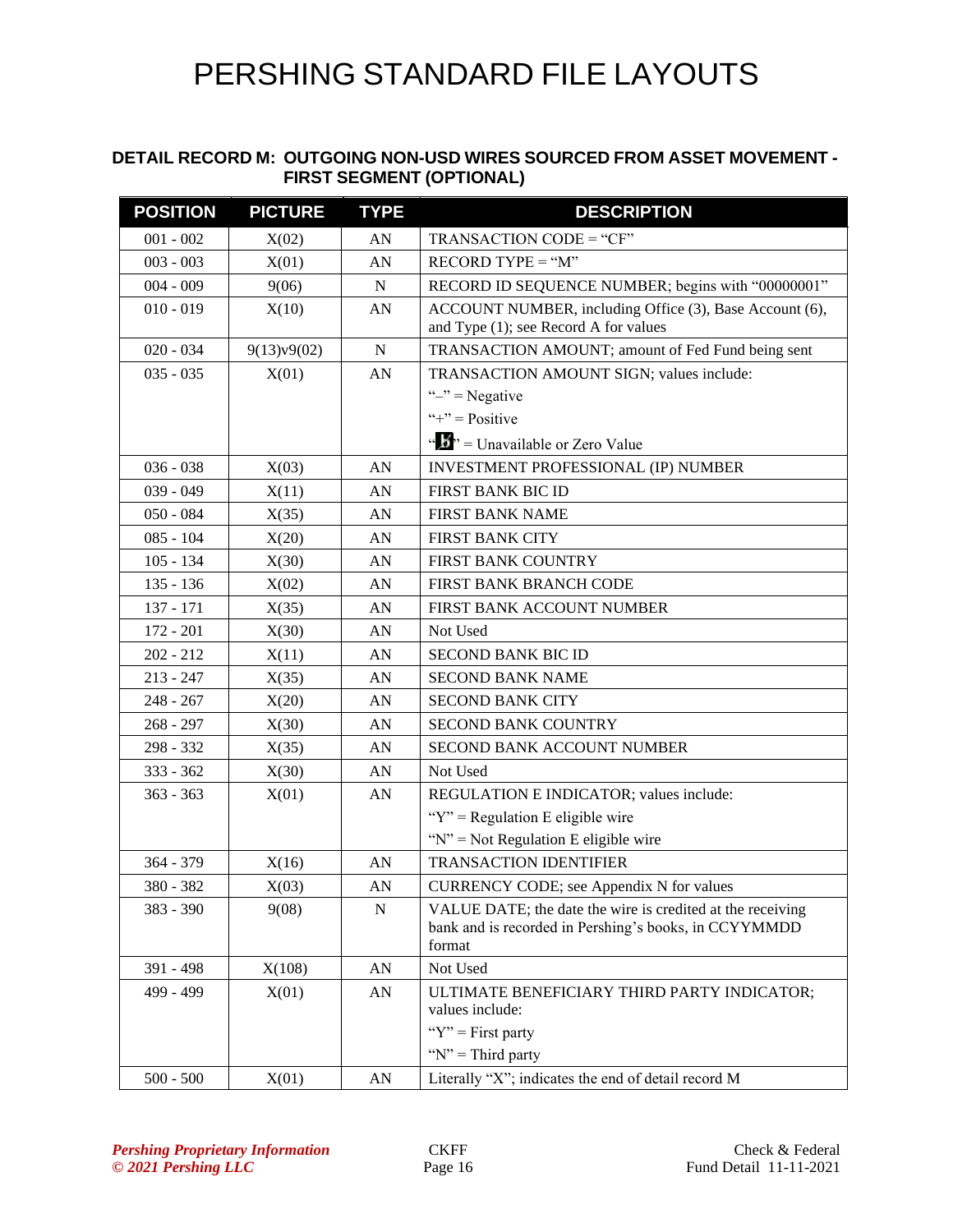# PERSHING STANDARD FILE LAYOUTS

### DETAIL RECORD M: OUTGOING NON-USD WIRES SOURCED FROM ASSET MOVEMENT - FIRST SEGMENT (OPTIONAL)

| POSITION | PICTURE | TYPE | DESCRIPTION |
|---|---|---|---|
| 001 - 002 | X(02) | AN | TRANSACTION CODE = "CF" |
| 003 - 003 | X(01) | AN | RECORD TYPE = "M" |
| 004 - 009 | 9(06) | N | RECORD ID SEQUENCE NUMBER; begins with "00000001" |
| 010 - 019 | X(10) | AN | ACCOUNT NUMBER, including Office (3), Base Account (6), and Type (1); see Record A for values |
| 020 - 034 | 9(13)v9(02) | N | TRANSACTION AMOUNT; amount of Fed Fund being sent |
| 035 - 035 | X(01) | AN | TRANSACTION AMOUNT SIGN; values include:<br>"–" = Negative<br>"+" = Positive<br>"b" = Unavailable or Zero Value |
| 036 - 038 | X(03) | AN | INVESTMENT PROFESSIONAL (IP) NUMBER |
| 039 - 049 | X(11) | AN | FIRST BANK BIC ID |
| 050 - 084 | X(35) | AN | FIRST BANK NAME |
| 085 - 104 | X(20) | AN | FIRST BANK CITY |
| 105 - 134 | X(30) | AN | FIRST BANK COUNTRY |
| 135 - 136 | X(02) | AN | FIRST BANK BRANCH CODE |
| 137 - 171 | X(35) | AN | FIRST BANK ACCOUNT NUMBER |
| 172 - 201 | X(30) | AN | Not Used |
| 202 - 212 | X(11) | AN | SECOND BANK BIC ID |
| 213 - 247 | X(35) | AN | SECOND BANK NAME |
| 248 - 267 | X(20) | AN | SECOND BANK CITY |
| 268 - 297 | X(30) | AN | SECOND BANK COUNTRY |
| 298 - 332 | X(35) | AN | SECOND BANK ACCOUNT NUMBER |
| 333 - 362 | X(30) | AN | Not Used |
| 363 - 363 | X(01) | AN | REGULATION E INDICATOR; values include:<br>"Y" = Regulation E eligible wire<br>"N" = Not Regulation E eligible wire |
| 364 - 379 | X(16) | AN | TRANSACTION IDENTIFIER |
| 380 - 382 | X(03) | AN | CURRENCY CODE; see Appendix N for values |
| 383 - 390 | 9(08) | N | VALUE DATE; the date the wire is credited at the receiving bank and is recorded in Pershing's books, in CCYYMMDD format |
| 391 - 498 | X(108) | AN | Not Used |
| 499 - 499 | X(01) | AN | ULTIMATE BENEFICIARY THIRD PARTY INDICATOR; values include:<br>"Y" = First party<br>"N" = Third party |
| 500 - 500 | X(01) | AN | Literally "X"; indicates the end of detail record M |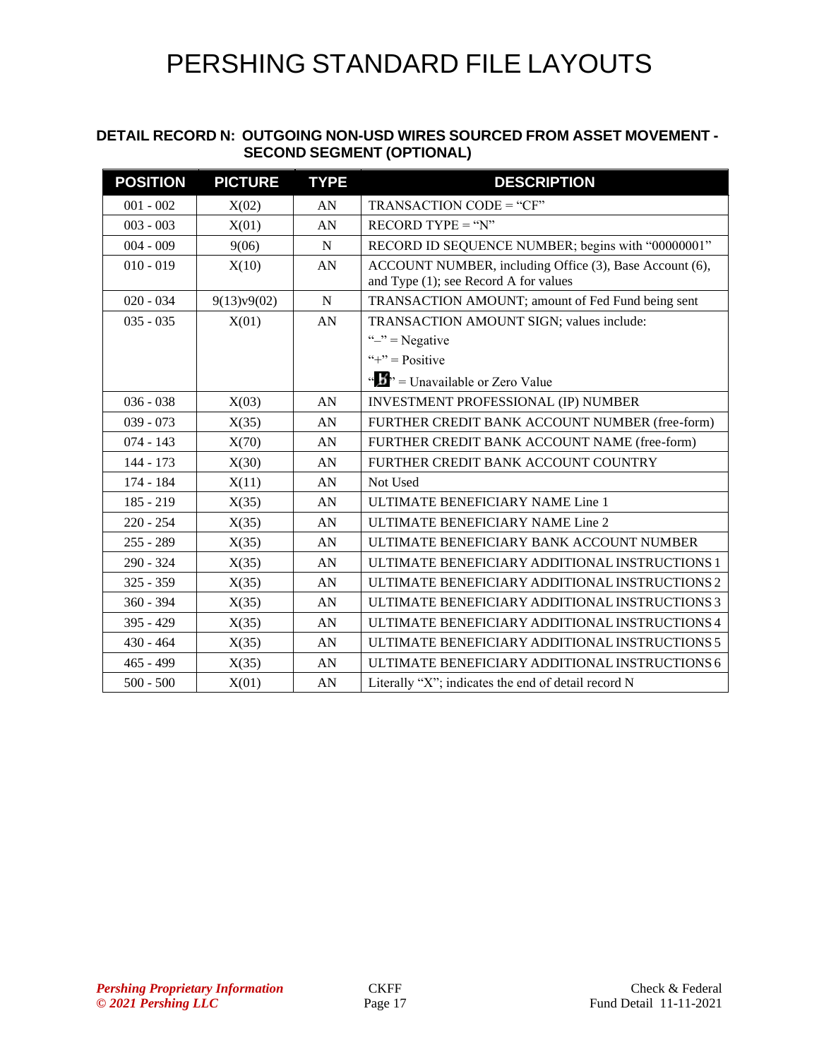# PERSHING STANDARD FILE LAYOUTS

### DETAIL RECORD N: OUTGOING NON-USD WIRES SOURCED FROM ASSET MOVEMENT - SECOND SEGMENT (OPTIONAL)

| POSITION | PICTURE | TYPE | DESCRIPTION |
|---|---|---|---|
| 001 - 002 | X(02) | AN | TRANSACTION CODE = "CF" |
| 003 - 003 | X(01) | AN | RECORD TYPE = "N" |
| 004 - 009 | 9(06) | N | RECORD ID SEQUENCE NUMBER; begins with "00000001" |
| 010 - 019 | X(10) | AN | ACCOUNT NUMBER, including Office (3), Base Account (6), and Type (1); see Record A for values |
| 020 - 034 | 9(13)v9(02) | N | TRANSACTION AMOUNT; amount of Fed Fund being sent |
| 035 - 035 | X(01) | AN | TRANSACTION AMOUNT SIGN; values include:<br>"–" = Negative<br>"+" = Positive<br>"b" = Unavailable or Zero Value |
| 036 - 038 | X(03) | AN | INVESTMENT PROFESSIONAL (IP) NUMBER |
| 039 - 073 | X(35) | AN | FURTHER CREDIT BANK ACCOUNT NUMBER (free-form) |
| 074 - 143 | X(70) | AN | FURTHER CREDIT BANK ACCOUNT NAME (free-form) |
| 144 - 173 | X(30) | AN | FURTHER CREDIT BANK ACCOUNT COUNTRY |
| 174 - 184 | X(11) | AN | Not Used |
| 185 - 219 | X(35) | AN | ULTIMATE BENEFICIARY NAME Line 1 |
| 220 - 254 | X(35) | AN | ULTIMATE BENEFICIARY NAME Line 2 |
| 255 - 289 | X(35) | AN | ULTIMATE BENEFICIARY BANK ACCOUNT NUMBER |
| 290 - 324 | X(35) | AN | ULTIMATE BENEFICIARY ADDITIONAL INSTRUCTIONS 1 |
| 325 - 359 | X(35) | AN | ULTIMATE BENEFICIARY ADDITIONAL INSTRUCTIONS 2 |
| 360 - 394 | X(35) | AN | ULTIMATE BENEFICIARY ADDITIONAL INSTRUCTIONS 3 |
| 395 - 429 | X(35) | AN | ULTIMATE BENEFICIARY ADDITIONAL INSTRUCTIONS 4 |
| 430 - 464 | X(35) | AN | ULTIMATE BENEFICIARY ADDITIONAL INSTRUCTIONS 5 |
| 465 - 499 | X(35) | AN | ULTIMATE BENEFICIARY ADDITIONAL INSTRUCTIONS 6 |
| 500 - 500 | X(01) | AN | Literally "X"; indicates the end of detail record N |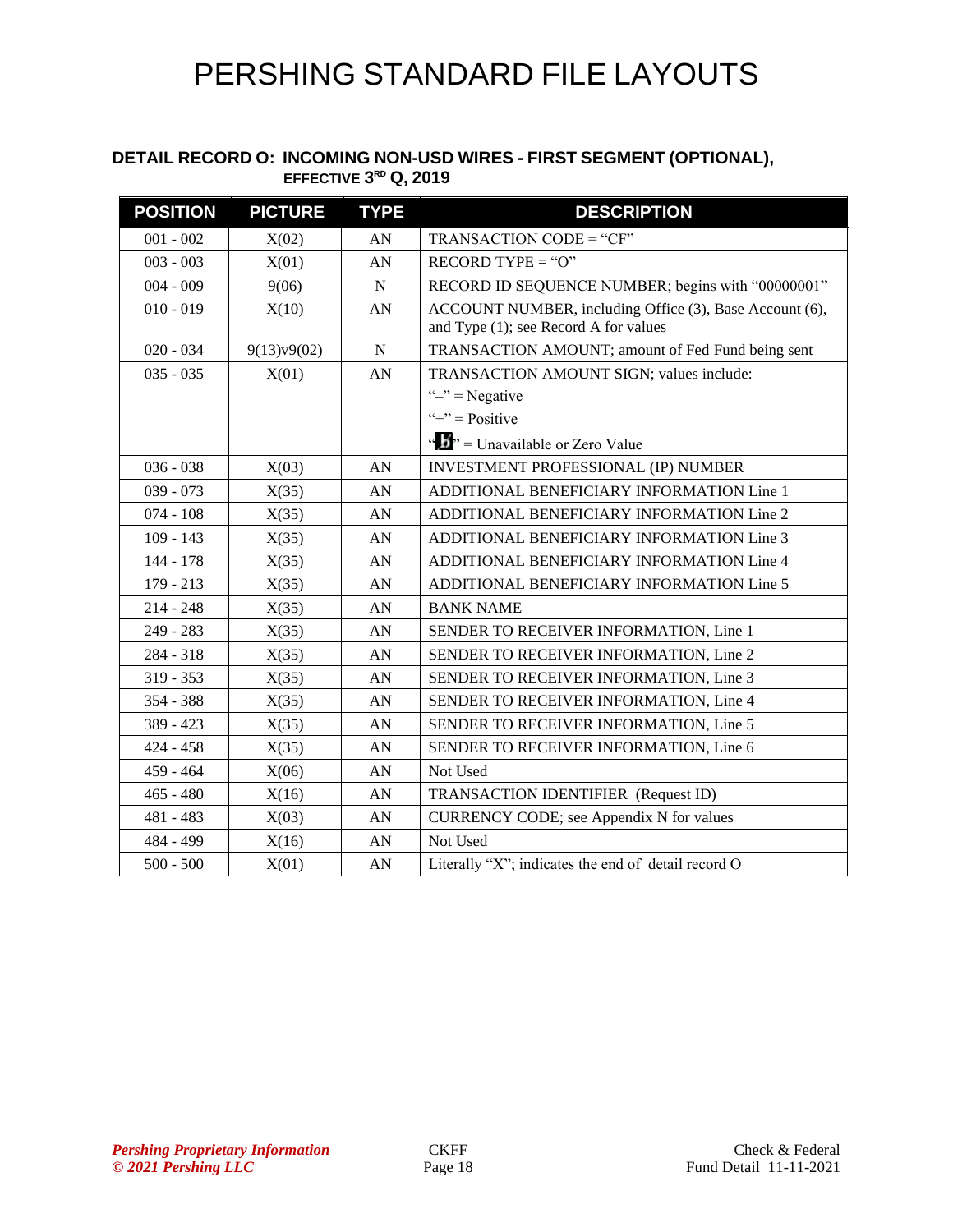# PERSHING STANDARD FILE LAYOUTS

### DETAIL RECORD O: INCOMING NON-USD WIRES - FIRST SEGMENT (OPTIONAL), EFFECTIVE 3RD Q, 2019

| POSITION | PICTURE | TYPE | DESCRIPTION |
|---|---|---|---|
| 001 - 002 | X(02) | AN | TRANSACTION CODE = "CF" |
| 003 - 003 | X(01) | AN | RECORD TYPE = "O" |
| 004 - 009 | 9(06) | N | RECORD ID SEQUENCE NUMBER; begins with "00000001" |
| 010 - 019 | X(10) | AN | ACCOUNT NUMBER, including Office (3), Base Account (6), and Type (1); see Record A for values |
| 020 - 034 | 9(13)v9(02) | N | TRANSACTION AMOUNT; amount of Fed Fund being sent |
| 035 - 035 | X(01) | AN | TRANSACTION AMOUNT SIGN; values include:<br>"–" = Negative<br>"+" = Positive<br>"b̸" = Unavailable or Zero Value |
| 036 - 038 | X(03) | AN | INVESTMENT PROFESSIONAL (IP) NUMBER |
| 039 - 073 | X(35) | AN | ADDITIONAL BENEFICIARY INFORMATION Line 1 |
| 074 - 108 | X(35) | AN | ADDITIONAL BENEFICIARY INFORMATION Line 2 |
| 109 - 143 | X(35) | AN | ADDITIONAL BENEFICIARY INFORMATION Line 3 |
| 144 - 178 | X(35) | AN | ADDITIONAL BENEFICIARY INFORMATION Line 4 |
| 179 - 213 | X(35) | AN | ADDITIONAL BENEFICIARY INFORMATION Line 5 |
| 214 - 248 | X(35) | AN | BANK NAME |
| 249 - 283 | X(35) | AN | SENDER TO RECEIVER INFORMATION, Line 1 |
| 284 - 318 | X(35) | AN | SENDER TO RECEIVER INFORMATION, Line 2 |
| 319 - 353 | X(35) | AN | SENDER TO RECEIVER INFORMATION, Line 3 |
| 354 - 388 | X(35) | AN | SENDER TO RECEIVER INFORMATION, Line 4 |
| 389 - 423 | X(35) | AN | SENDER TO RECEIVER INFORMATION, Line 5 |
| 424 - 458 | X(35) | AN | SENDER TO RECEIVER INFORMATION, Line 6 |
| 459 - 464 | X(06) | AN | Not Used |
| 465 - 480 | X(16) | AN | TRANSACTION IDENTIFIER (Request ID) |
| 481 - 483 | X(03) | AN | CURRENCY CODE; see Appendix N for values |
| 484 - 499 | X(16) | AN | Not Used |
| 500 - 500 | X(01) | AN | Literally "X"; indicates the end of detail record O |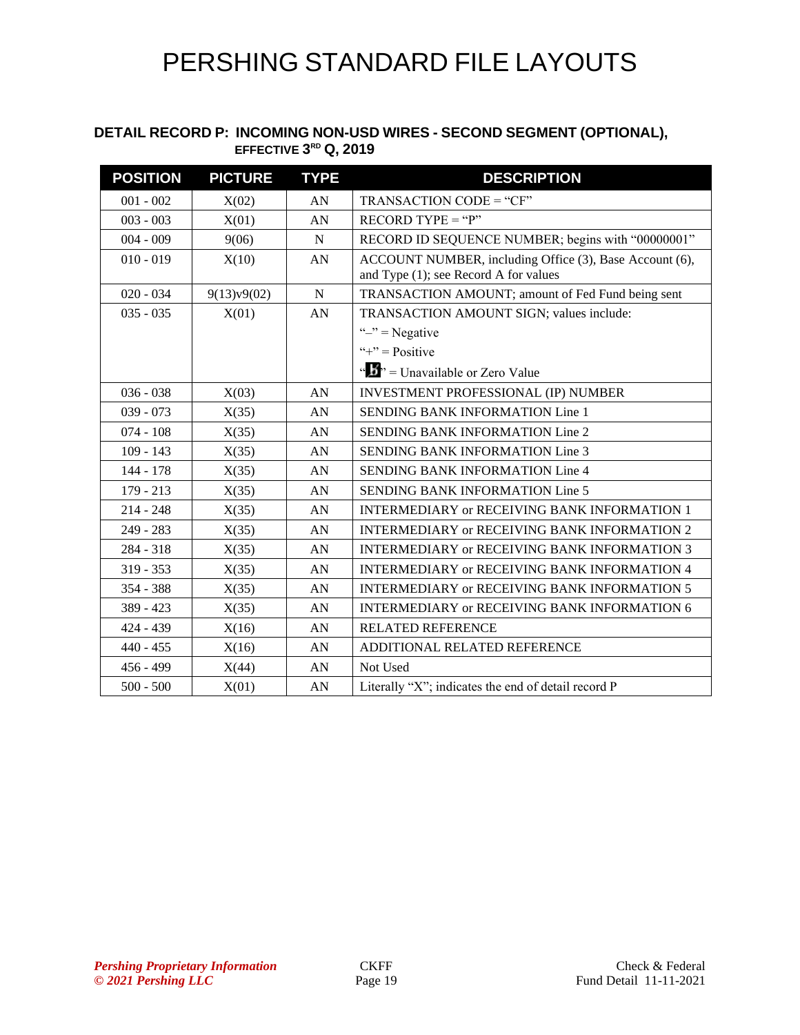# PERSHING STANDARD FILE LAYOUTS

### DETAIL RECORD P: INCOMING NON-USD WIRES - SECOND SEGMENT (OPTIONAL), EFFECTIVE 3RD Q, 2019

| POSITION | PICTURE | TYPE | DESCRIPTION |
|---|---|---|---|
| 001 - 002 | X(02) | AN | TRANSACTION CODE = "CF" |
| 003 - 003 | X(01) | AN | RECORD TYPE = "P" |
| 004 - 009 | 9(06) | N | RECORD ID SEQUENCE NUMBER; begins with "00000001" |
| 010 - 019 | X(10) | AN | ACCOUNT NUMBER, including Office (3), Base Account (6), and Type (1); see Record A for values |
| 020 - 034 | 9(13)v9(02) | N | TRANSACTION AMOUNT; amount of Fed Fund being sent |
| 035 - 035 | X(01) | AN | TRANSACTION AMOUNT SIGN; values include:<br>"–" = Negative<br>"+" = Positive<br>"b" = Unavailable or Zero Value |
| 036 - 038 | X(03) | AN | INVESTMENT PROFESSIONAL (IP) NUMBER |
| 039 - 073 | X(35) | AN | SENDING BANK INFORMATION Line 1 |
| 074 - 108 | X(35) | AN | SENDING BANK INFORMATION Line 2 |
| 109 - 143 | X(35) | AN | SENDING BANK INFORMATION Line 3 |
| 144 - 178 | X(35) | AN | SENDING BANK INFORMATION Line 4 |
| 179 - 213 | X(35) | AN | SENDING BANK INFORMATION Line 5 |
| 214 - 248 | X(35) | AN | INTERMEDIARY or RECEIVING BANK INFORMATION 1 |
| 249 - 283 | X(35) | AN | INTERMEDIARY or RECEIVING BANK INFORMATION 2 |
| 284 - 318 | X(35) | AN | INTERMEDIARY or RECEIVING BANK INFORMATION 3 |
| 319 - 353 | X(35) | AN | INTERMEDIARY or RECEIVING BANK INFORMATION 4 |
| 354 - 388 | X(35) | AN | INTERMEDIARY or RECEIVING BANK INFORMATION 5 |
| 389 - 423 | X(35) | AN | INTERMEDIARY or RECEIVING BANK INFORMATION 6 |
| 424 - 439 | X(16) | AN | RELATED REFERENCE |
| 440 - 455 | X(16) | AN | ADDITIONAL RELATED REFERENCE |
| 456 - 499 | X(44) | AN | Not Used |
| 500 - 500 | X(01) | AN | Literally "X"; indicates the end of detail record P |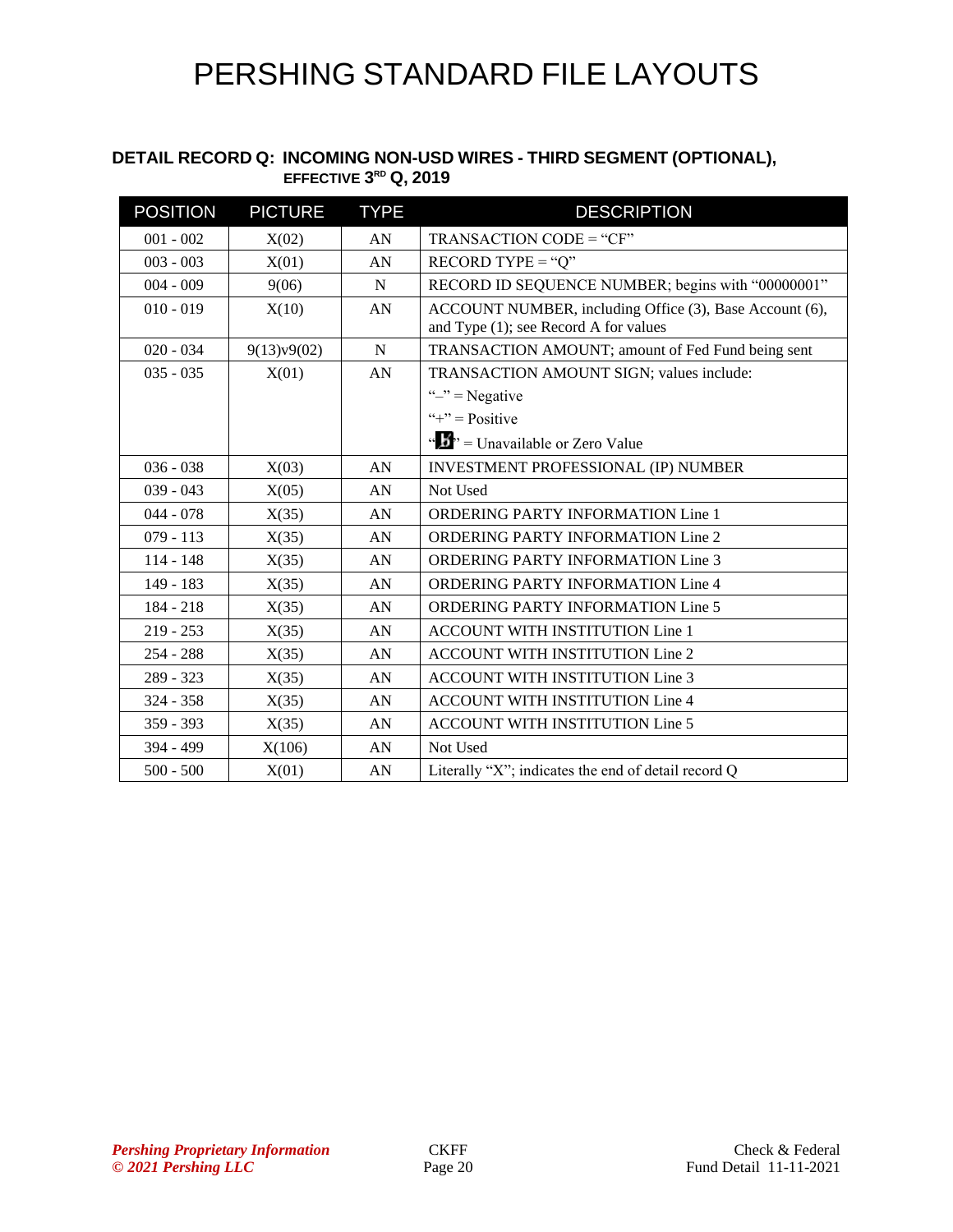# PERSHING STANDARD FILE LAYOUTS

### DETAIL RECORD Q: INCOMING NON-USD WIRES - THIRD SEGMENT (OPTIONAL), EFFECTIVE 3RD Q, 2019

| POSITION | PICTURE | TYPE | DESCRIPTION |
|---|---|---|---|
| 001 - 002 | X(02) | AN | TRANSACTION CODE = "CF" |
| 003 - 003 | X(01) | AN | RECORD TYPE = "Q" |
| 004 - 009 | 9(06) | N | RECORD ID SEQUENCE NUMBER; begins with "00000001" |
| 010 - 019 | X(10) | AN | ACCOUNT NUMBER, including Office (3), Base Account (6), and Type (1); see Record A for values |
| 020 - 034 | 9(13)v9(02) | N | TRANSACTION AMOUNT; amount of Fed Fund being sent |
| 035 - 035 | X(01) | AN | TRANSACTION AMOUNT SIGN; values include:<br>"–" = Negative<br>"+" = Positive<br>"b̸" = Unavailable or Zero Value |
| 036 - 038 | X(03) | AN | INVESTMENT PROFESSIONAL (IP) NUMBER |
| 039 - 043 | X(05) | AN | Not Used |
| 044 - 078 | X(35) | AN | ORDERING PARTY INFORMATION Line 1 |
| 079 - 113 | X(35) | AN | ORDERING PARTY INFORMATION Line 2 |
| 114 - 148 | X(35) | AN | ORDERING PARTY INFORMATION Line 3 |
| 149 - 183 | X(35) | AN | ORDERING PARTY INFORMATION Line 4 |
| 184 - 218 | X(35) | AN | ORDERING PARTY INFORMATION Line 5 |
| 219 - 253 | X(35) | AN | ACCOUNT WITH INSTITUTION Line 1 |
| 254 - 288 | X(35) | AN | ACCOUNT WITH INSTITUTION Line 2 |
| 289 - 323 | X(35) | AN | ACCOUNT WITH INSTITUTION Line 3 |
| 324 - 358 | X(35) | AN | ACCOUNT WITH INSTITUTION Line 4 |
| 359 - 393 | X(35) | AN | ACCOUNT WITH INSTITUTION Line 5 |
| 394 - 499 | X(106) | AN | Not Used |
| 500 - 500 | X(01) | AN | Literally "X"; indicates the end of detail record Q |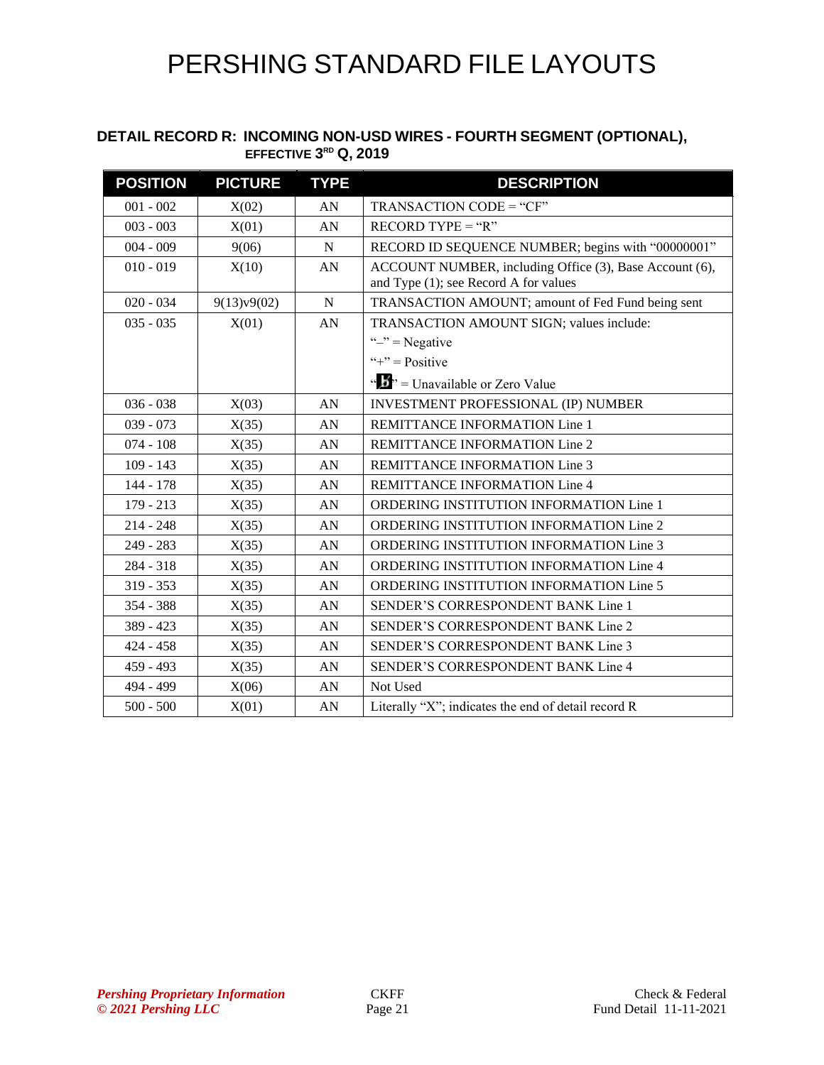# PERSHING STANDARD FILE LAYOUTS

### DETAIL RECORD R: INCOMING NON-USD WIRES - FOURTH SEGMENT (OPTIONAL), EFFECTIVE 3RD Q, 2019

| POSITION | PICTURE | TYPE | DESCRIPTION |
|---|---|---|---|
| 001 - 002 | X(02) | AN | TRANSACTION CODE = "CF" |
| 003 - 003 | X(01) | AN | RECORD TYPE = "R" |
| 004 - 009 | 9(06) | N | RECORD ID SEQUENCE NUMBER; begins with "00000001" |
| 010 - 019 | X(10) | AN | ACCOUNT NUMBER, including Office (3), Base Account (6), and Type (1); see Record A for values |
| 020 - 034 | 9(13)v9(02) | N | TRANSACTION AMOUNT; amount of Fed Fund being sent |
| 035 - 035 | X(01) | AN | TRANSACTION AMOUNT SIGN; values include:<br>"–" = Negative<br>"+" = Positive<br>"b" = Unavailable or Zero Value |
| 036 - 038 | X(03) | AN | INVESTMENT PROFESSIONAL (IP) NUMBER |
| 039 - 073 | X(35) | AN | REMITTANCE INFORMATION Line 1 |
| 074 - 108 | X(35) | AN | REMITTANCE INFORMATION Line 2 |
| 109 - 143 | X(35) | AN | REMITTANCE INFORMATION Line 3 |
| 144 - 178 | X(35) | AN | REMITTANCE INFORMATION Line 4 |
| 179 - 213 | X(35) | AN | ORDERING INSTITUTION INFORMATION Line 1 |
| 214 - 248 | X(35) | AN | ORDERING INSTITUTION INFORMATION Line 2 |
| 249 - 283 | X(35) | AN | ORDERING INSTITUTION INFORMATION Line 3 |
| 284 - 318 | X(35) | AN | ORDERING INSTITUTION INFORMATION Line 4 |
| 319 - 353 | X(35) | AN | ORDERING INSTITUTION INFORMATION Line 5 |
| 354 - 388 | X(35) | AN | SENDER'S CORRESPONDENT BANK Line 1 |
| 389 - 423 | X(35) | AN | SENDER'S CORRESPONDENT BANK Line 2 |
| 424 - 458 | X(35) | AN | SENDER'S CORRESPONDENT BANK Line 3 |
| 459 - 493 | X(35) | AN | SENDER'S CORRESPONDENT BANK Line 4 |
| 494 - 499 | X(06) | AN | Not Used |
| 500 - 500 | X(01) | AN | Literally "X"; indicates the end of detail record R |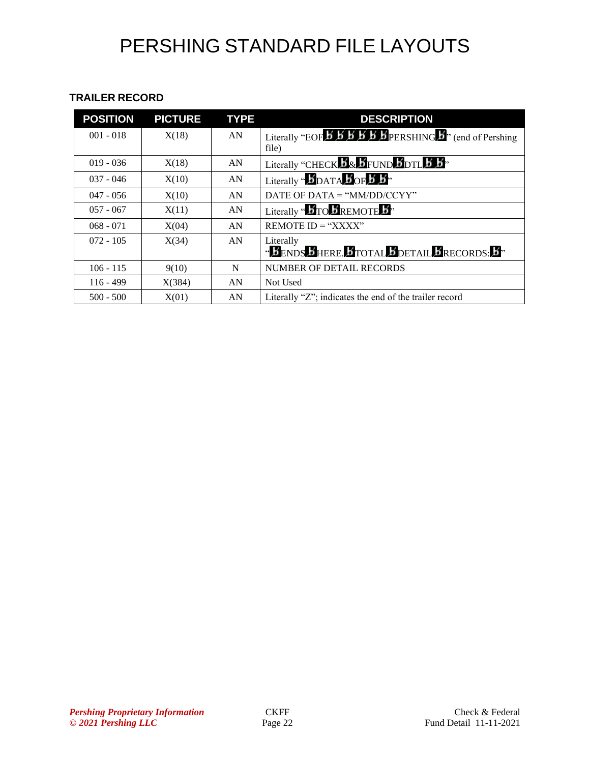# PERSHING STANDARD FILE LAYOUTS

### TRAILER RECORD

| POSITION | PICTURE | TYPE | DESCRIPTION |
|---|---|---|---|
| 001 - 018 | X(18) | AN | Literally "EOFb̸b̸b̸b̸b̸b̸PERSHINGb̸" (end of Pershing file) |
| 019 - 036 | X(18) | AN | Literally "CHECKb̸&b̸FUNDb̸DTLb̸b̸" |
| 037 - 046 | X(10) | AN | Literally "b̸DATAb̸OFb̸b̸" |
| 047 - 056 | X(10) | AN | DATE OF DATA = "MM/DD/CCYY" |
| 057 - 067 | X(11) | AN | Literally "b̸TOb̸REMOTEb̸" |
| 068 - 071 | X(04) | AN | REMOTE ID = "XXXX" |
| 072 - 105 | X(34) | AN | Literally "b̸ENDSb̸HERE,b̸TOTALb̸DETAILb̸RECORDS:b̸" |
| 106 - 115 | 9(10) | N | NUMBER OF DETAIL RECORDS |
| 116 - 499 | X(384) | AN | Not Used |
| 500 - 500 | X(01) | AN | Literally "Z"; indicates the end of the trailer record |